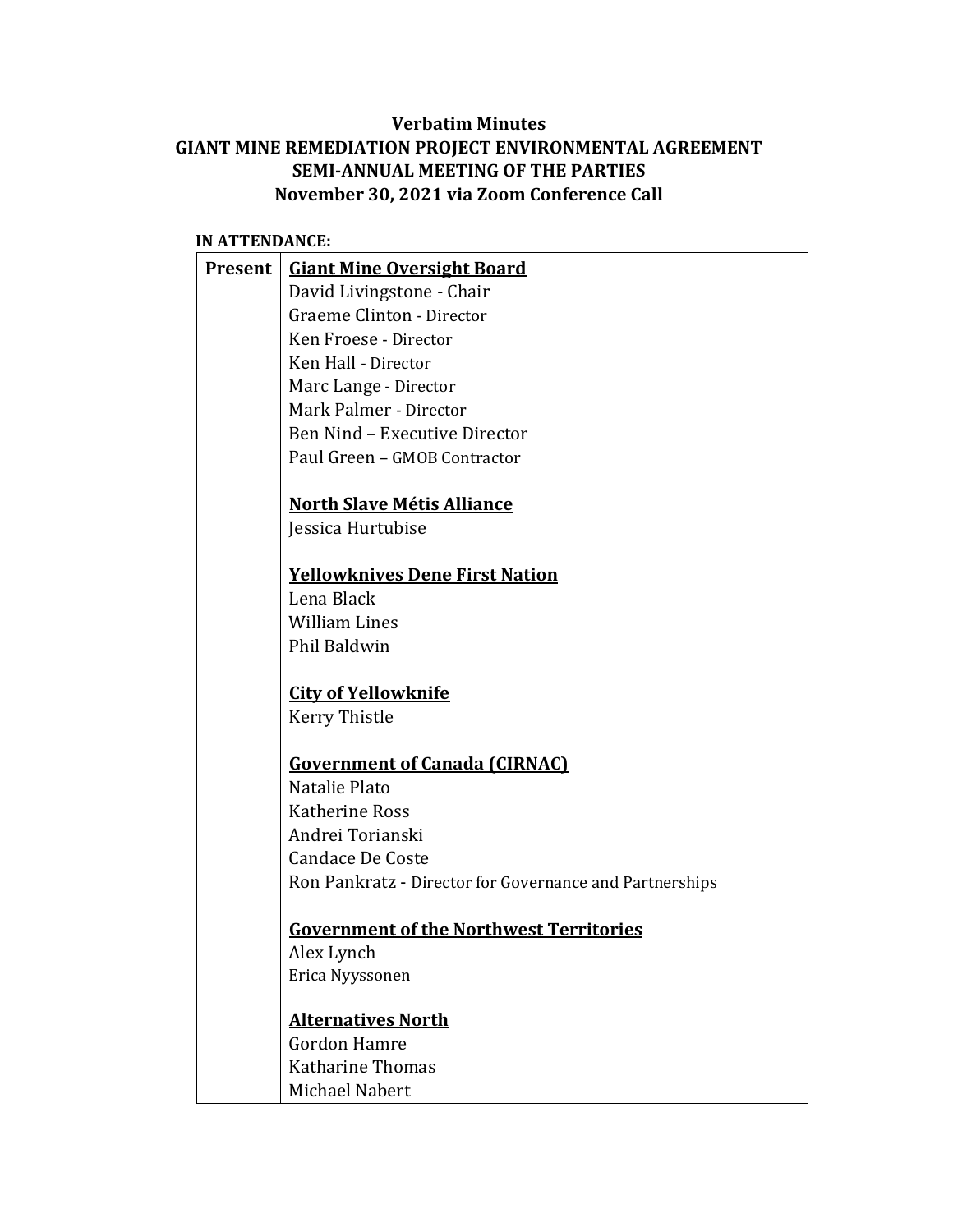**Verbatim Minutes**
**GIANT MINE REMEDIATION PROJECT ENVIRONMENTAL AGREEMENT**
**SEMI-ANNUAL MEETING OF THE PARTIES**
**November 30, 2021 via Zoom Conference Call**

**IN ATTENDANCE:**

| | |
|---|---|
| **Present** | **Giant Mine Oversight Board**<br>David Livingstone - Chair<br>Graeme Clinton - Director<br>Ken Froese - Director<br>Ken Hall - Director<br>Marc Lange - Director<br>Mark Palmer - Director<br>Ben Nind – Executive Director<br>Paul Green – GMOB Contractor<br><br>**North Slave Métis Alliance**<br>Jessica Hurtubise<br><br>**Yellowknives Dene First Nation**<br>Lena Black<br>William Lines<br>Phil Baldwin<br><br>**City of Yellowknife**<br>Kerry Thistle<br><br>**Government of Canada (CIRNAC)**<br>Natalie Plato<br>Katherine Ross<br>Andrei Torianski<br>Candace De Coste<br>Ron Pankratz - Director for Governance and Partnerships<br><br>**Government of the Northwest Territories**<br>Alex Lynch<br>Erica Nyyssonen<br><br>**Alternatives North**<br>Gordon Hamre<br>Katharine Thomas<br>Michael Nabert |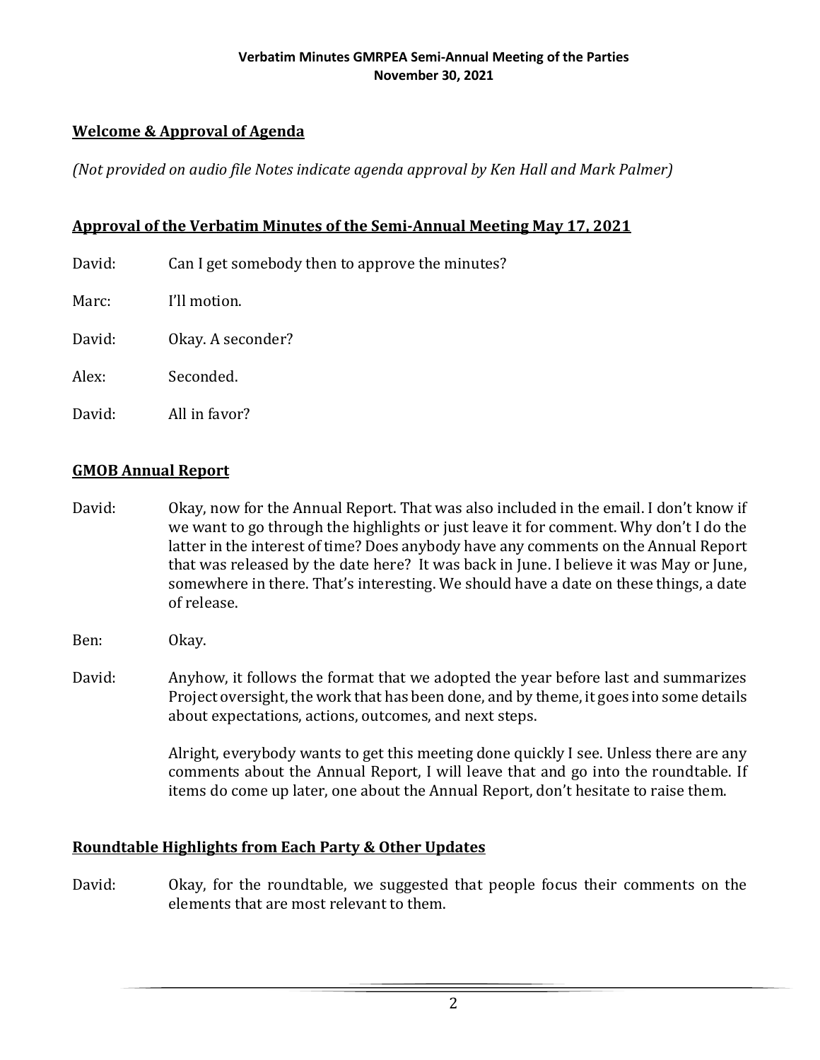## Welcome & Approval of Agenda

*(Not provided on audio file Notes indicate agenda approval by Ken Hall and Mark Palmer)*

## Approval of the Verbatim Minutes of the Semi-Annual Meeting May 17, 2021

David: Can I get somebody then to approve the minutes?

Marc: I'll motion.

David: Okay. A seconder?

Alex: Seconded.

David: All in favor?

## GMOB Annual Report

David: Okay, now for the Annual Report. That was also included in the email. I don't know if we want to go through the highlights or just leave it for comment. Why don't I do the latter in the interest of time? Does anybody have any comments on the Annual Report that was released by the date here? It was back in June. I believe it was May or June, somewhere in there. That's interesting. We should have a date on these things, a date of release.

Ben: Okay.

David: Anyhow, it follows the format that we adopted the year before last and summarizes Project oversight, the work that has been done, and by theme, it goes into some details about expectations, actions, outcomes, and next steps.

Alright, everybody wants to get this meeting done quickly I see. Unless there are any comments about the Annual Report, I will leave that and go into the roundtable. If items do come up later, one about the Annual Report, don't hesitate to raise them.

## Roundtable Highlights from Each Party & Other Updates

David: Okay, for the roundtable, we suggested that people focus their comments on the elements that are most relevant to them.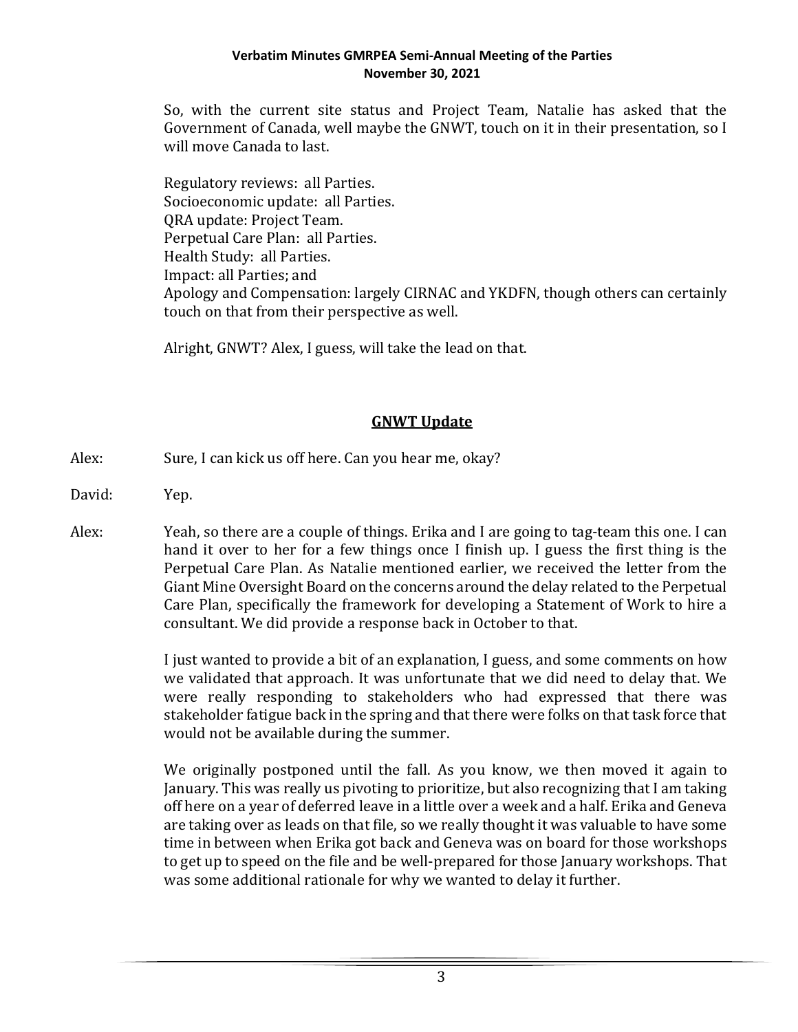So, with the current site status and Project Team, Natalie has asked that the Government of Canada, well maybe the GNWT, touch on it in their presentation, so I will move Canada to last.

Regulatory reviews: all Parties.
Socioeconomic update: all Parties.
QRA update: Project Team.
Perpetual Care Plan: all Parties.
Health Study: all Parties.
Impact: all Parties; and
Apology and Compensation: largely CIRNAC and YKDFN, though others can certainly touch on that from their perspective as well.

Alright, GNWT? Alex, I guess, will take the lead on that.

## GNWT Update

Alex: Sure, I can kick us off here. Can you hear me, okay?

David: Yep.

Alex: Yeah, so there are a couple of things. Erika and I are going to tag-team this one. I can hand it over to her for a few things once I finish up. I guess the first thing is the Perpetual Care Plan. As Natalie mentioned earlier, we received the letter from the Giant Mine Oversight Board on the concerns around the delay related to the Perpetual Care Plan, specifically the framework for developing a Statement of Work to hire a consultant. We did provide a response back in October to that.

I just wanted to provide a bit of an explanation, I guess, and some comments on how we validated that approach. It was unfortunate that we did need to delay that. We were really responding to stakeholders who had expressed that there was stakeholder fatigue back in the spring and that there were folks on that task force that would not be available during the summer.

We originally postponed until the fall. As you know, we then moved it again to January. This was really us pivoting to prioritize, but also recognizing that I am taking off here on a year of deferred leave in a little over a week and a half. Erika and Geneva are taking over as leads on that file, so we really thought it was valuable to have some time in between when Erika got back and Geneva was on board for those workshops to get up to speed on the file and be well-prepared for those January workshops. That was some additional rationale for why we wanted to delay it further.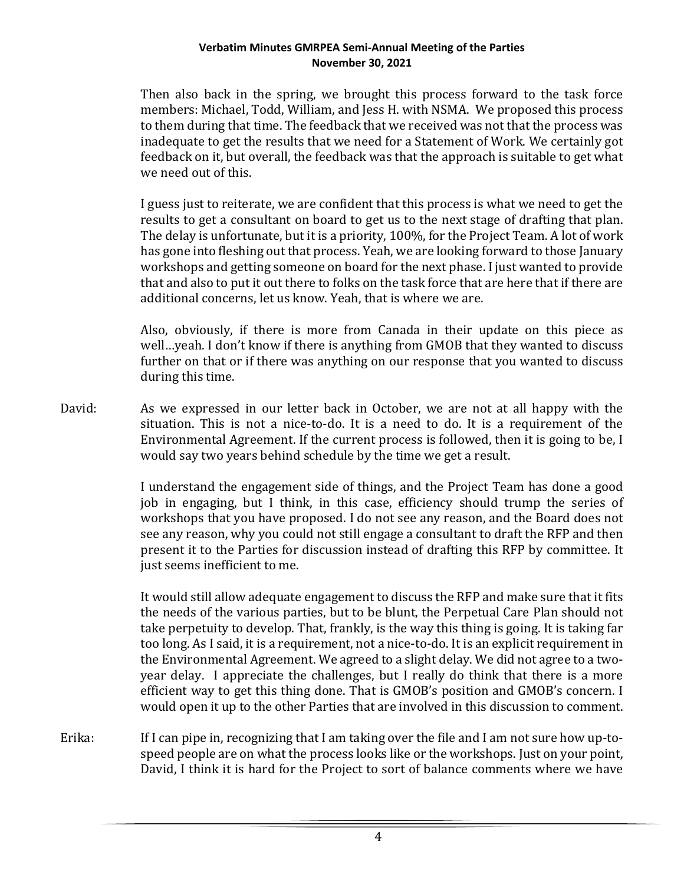Then also back in the spring, we brought this process forward to the task force members: Michael, Todd, William, and Jess H. with NSMA. We proposed this process to them during that time. The feedback that we received was not that the process was inadequate to get the results that we need for a Statement of Work. We certainly got feedback on it, but overall, the feedback was that the approach is suitable to get what we need out of this.

I guess just to reiterate, we are confident that this process is what we need to get the results to get a consultant on board to get us to the next stage of drafting that plan. The delay is unfortunate, but it is a priority, 100%, for the Project Team. A lot of work has gone into fleshing out that process. Yeah, we are looking forward to those January workshops and getting someone on board for the next phase. I just wanted to provide that and also to put it out there to folks on the task force that are here that if there are additional concerns, let us know. Yeah, that is where we are.

Also, obviously, if there is more from Canada in their update on this piece as well…yeah. I don't know if there is anything from GMOB that they wanted to discuss further on that or if there was anything on our response that you wanted to discuss during this time.

David: As we expressed in our letter back in October, we are not at all happy with the situation. This is not a nice-to-do. It is a need to do. It is a requirement of the Environmental Agreement. If the current process is followed, then it is going to be, I would say two years behind schedule by the time we get a result.

I understand the engagement side of things, and the Project Team has done a good job in engaging, but I think, in this case, efficiency should trump the series of workshops that you have proposed. I do not see any reason, and the Board does not see any reason, why you could not still engage a consultant to draft the RFP and then present it to the Parties for discussion instead of drafting this RFP by committee. It just seems inefficient to me.

It would still allow adequate engagement to discuss the RFP and make sure that it fits the needs of the various parties, but to be blunt, the Perpetual Care Plan should not take perpetuity to develop. That, frankly, is the way this thing is going. It is taking far too long. As I said, it is a requirement, not a nice-to-do. It is an explicit requirement in the Environmental Agreement. We agreed to a slight delay. We did not agree to a two-year delay. I appreciate the challenges, but I really do think that there is a more efficient way to get this thing done. That is GMOB's position and GMOB's concern. I would open it up to the other Parties that are involved in this discussion to comment.

Erika: If I can pipe in, recognizing that I am taking over the file and I am not sure how up-to-speed people are on what the process looks like or the workshops. Just on your point, David, I think it is hard for the Project to sort of balance comments where we have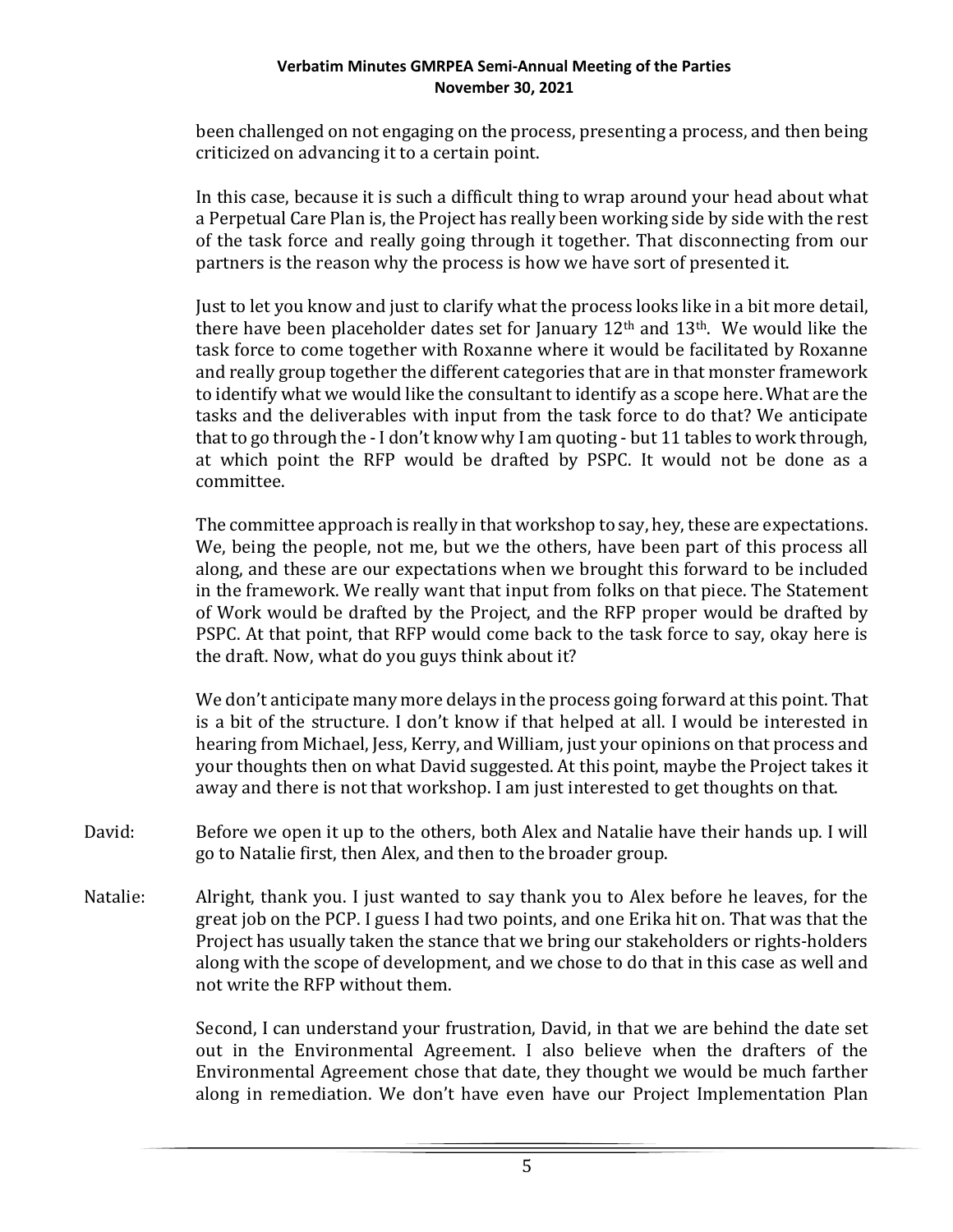been challenged on not engaging on the process, presenting a process, and then being criticized on advancing it to a certain point.

In this case, because it is such a difficult thing to wrap around your head about what a Perpetual Care Plan is, the Project has really been working side by side with the rest of the task force and really going through it together. That disconnecting from our partners is the reason why the process is how we have sort of presented it.

Just to let you know and just to clarify what the process looks like in a bit more detail, there have been placeholder dates set for January 12th and 13th. We would like the task force to come together with Roxanne where it would be facilitated by Roxanne and really group together the different categories that are in that monster framework to identify what we would like the consultant to identify as a scope here. What are the tasks and the deliverables with input from the task force to do that? We anticipate that to go through the - I don't know why I am quoting - but 11 tables to work through, at which point the RFP would be drafted by PSPC. It would not be done as a committee.

The committee approach is really in that workshop to say, hey, these are expectations. We, being the people, not me, but we the others, have been part of this process all along, and these are our expectations when we brought this forward to be included in the framework. We really want that input from folks on that piece. The Statement of Work would be drafted by the Project, and the RFP proper would be drafted by PSPC. At that point, that RFP would come back to the task force to say, okay here is the draft. Now, what do you guys think about it?

We don't anticipate many more delays in the process going forward at this point. That is a bit of the structure. I don't know if that helped at all. I would be interested in hearing from Michael, Jess, Kerry, and William, just your opinions on that process and your thoughts then on what David suggested. At this point, maybe the Project takes it away and there is not that workshop. I am just interested to get thoughts on that.

David: Before we open it up to the others, both Alex and Natalie have their hands up. I will go to Natalie first, then Alex, and then to the broader group.

Natalie: Alright, thank you. I just wanted to say thank you to Alex before he leaves, for the great job on the PCP. I guess I had two points, and one Erika hit on. That was that the Project has usually taken the stance that we bring our stakeholders or rights-holders along with the scope of development, and we chose to do that in this case as well and not write the RFP without them.

Second, I can understand your frustration, David, in that we are behind the date set out in the Environmental Agreement. I also believe when the drafters of the Environmental Agreement chose that date, they thought we would be much farther along in remediation. We don't have even have our Project Implementation Plan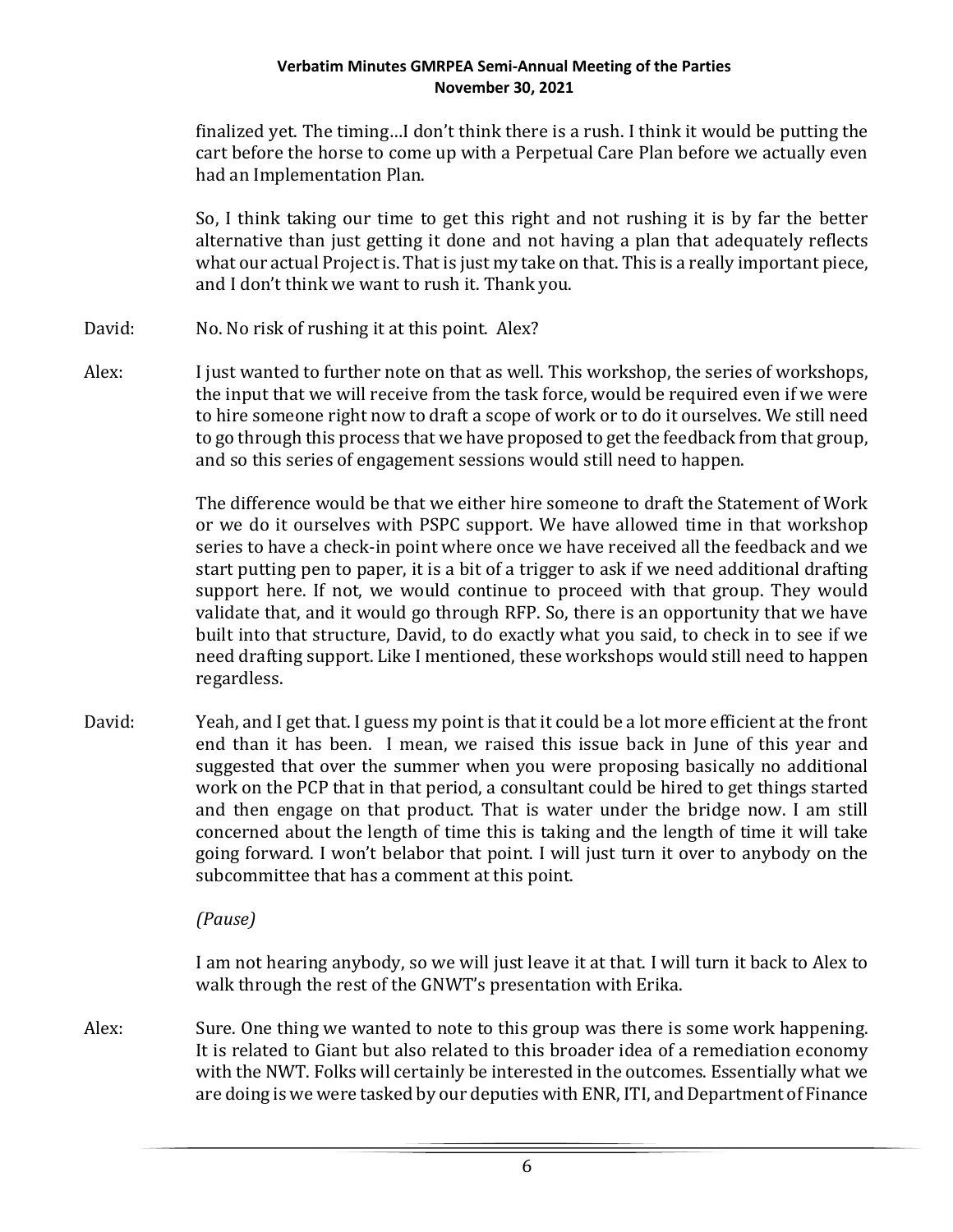finalized yet. The timing…I don't think there is a rush. I think it would be putting the cart before the horse to come up with a Perpetual Care Plan before we actually even had an Implementation Plan.

So, I think taking our time to get this right and not rushing it is by far the better alternative than just getting it done and not having a plan that adequately reflects what our actual Project is. That is just my take on that. This is a really important piece, and I don't think we want to rush it. Thank you.

David: No. No risk of rushing it at this point. Alex?

Alex: I just wanted to further note on that as well. This workshop, the series of workshops, the input that we will receive from the task force, would be required even if we were to hire someone right now to draft a scope of work or to do it ourselves. We still need to go through this process that we have proposed to get the feedback from that group, and so this series of engagement sessions would still need to happen.

The difference would be that we either hire someone to draft the Statement of Work or we do it ourselves with PSPC support. We have allowed time in that workshop series to have a check-in point where once we have received all the feedback and we start putting pen to paper, it is a bit of a trigger to ask if we need additional drafting support here. If not, we would continue to proceed with that group. They would validate that, and it would go through RFP. So, there is an opportunity that we have built into that structure, David, to do exactly what you said, to check in to see if we need drafting support. Like I mentioned, these workshops would still need to happen regardless.

David: Yeah, and I get that. I guess my point is that it could be a lot more efficient at the front end than it has been. I mean, we raised this issue back in June of this year and suggested that over the summer when you were proposing basically no additional work on the PCP that in that period, a consultant could be hired to get things started and then engage on that product. That is water under the bridge now. I am still concerned about the length of time this is taking and the length of time it will take going forward. I won't belabor that point. I will just turn it over to anybody on the subcommittee that has a comment at this point.

*(Pause)*

I am not hearing anybody, so we will just leave it at that. I will turn it back to Alex to walk through the rest of the GNWT's presentation with Erika.

Alex: Sure. One thing we wanted to note to this group was there is some work happening. It is related to Giant but also related to this broader idea of a remediation economy with the NWT. Folks will certainly be interested in the outcomes. Essentially what we are doing is we were tasked by our deputies with ENR, ITI, and Department of Finance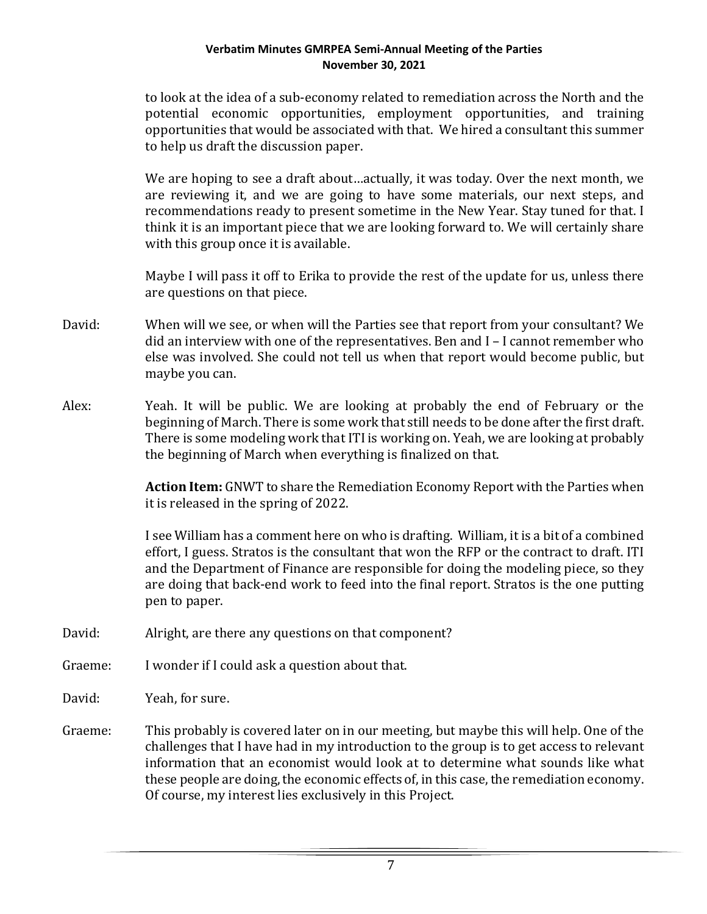to look at the idea of a sub-economy related to remediation across the North and the potential economic opportunities, employment opportunities, and training opportunities that would be associated with that. We hired a consultant this summer to help us draft the discussion paper.

We are hoping to see a draft about…actually, it was today. Over the next month, we are reviewing it, and we are going to have some materials, our next steps, and recommendations ready to present sometime in the New Year. Stay tuned for that. I think it is an important piece that we are looking forward to. We will certainly share with this group once it is available.

Maybe I will pass it off to Erika to provide the rest of the update for us, unless there are questions on that piece.

David: When will we see, or when will the Parties see that report from your consultant? We did an interview with one of the representatives. Ben and I – I cannot remember who else was involved. She could not tell us when that report would become public, but maybe you can.

Alex: Yeah. It will be public. We are looking at probably the end of February or the beginning of March. There is some work that still needs to be done after the first draft. There is some modeling work that ITI is working on. Yeah, we are looking at probably the beginning of March when everything is finalized on that.

**Action Item:** GNWT to share the Remediation Economy Report with the Parties when it is released in the spring of 2022.

I see William has a comment here on who is drafting. William, it is a bit of a combined effort, I guess. Stratos is the consultant that won the RFP or the contract to draft. ITI and the Department of Finance are responsible for doing the modeling piece, so they are doing that back-end work to feed into the final report. Stratos is the one putting pen to paper.

David: Alright, are there any questions on that component?

Graeme: I wonder if I could ask a question about that.

David: Yeah, for sure.

Graeme: This probably is covered later on in our meeting, but maybe this will help. One of the challenges that I have had in my introduction to the group is to get access to relevant information that an economist would look at to determine what sounds like what these people are doing, the economic effects of, in this case, the remediation economy. Of course, my interest lies exclusively in this Project.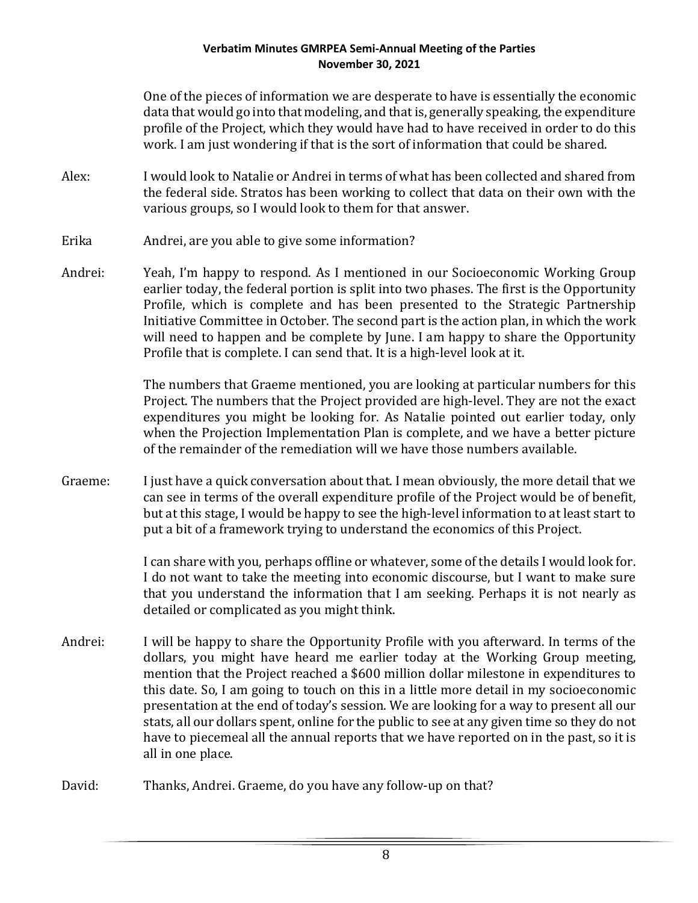One of the pieces of information we are desperate to have is essentially the economic data that would go into that modeling, and that is, generally speaking, the expenditure profile of the Project, which they would have had to have received in order to do this work. I am just wondering if that is the sort of information that could be shared.

Alex: I would look to Natalie or Andrei in terms of what has been collected and shared from the federal side. Stratos has been working to collect that data on their own with the various groups, so I would look to them for that answer.

Erika Andrei, are you able to give some information?

Andrei: Yeah, I'm happy to respond. As I mentioned in our Socioeconomic Working Group earlier today, the federal portion is split into two phases. The first is the Opportunity Profile, which is complete and has been presented to the Strategic Partnership Initiative Committee in October. The second part is the action plan, in which the work will need to happen and be complete by June. I am happy to share the Opportunity Profile that is complete. I can send that. It is a high-level look at it.

The numbers that Graeme mentioned, you are looking at particular numbers for this Project. The numbers that the Project provided are high-level. They are not the exact expenditures you might be looking for. As Natalie pointed out earlier today, only when the Projection Implementation Plan is complete, and we have a better picture of the remainder of the remediation will we have those numbers available.

Graeme: I just have a quick conversation about that. I mean obviously, the more detail that we can see in terms of the overall expenditure profile of the Project would be of benefit, but at this stage, I would be happy to see the high-level information to at least start to put a bit of a framework trying to understand the economics of this Project.

I can share with you, perhaps offline or whatever, some of the details I would look for. I do not want to take the meeting into economic discourse, but I want to make sure that you understand the information that I am seeking. Perhaps it is not nearly as detailed or complicated as you might think.

Andrei: I will be happy to share the Opportunity Profile with you afterward. In terms of the dollars, you might have heard me earlier today at the Working Group meeting, mention that the Project reached a $600 million dollar milestone in expenditures to this date. So, I am going to touch on this in a little more detail in my socioeconomic presentation at the end of today's session. We are looking for a way to present all our stats, all our dollars spent, online for the public to see at any given time so they do not have to piecemeal all the annual reports that we have reported on in the past, so it is all in one place.

David: Thanks, Andrei. Graeme, do you have any follow-up on that?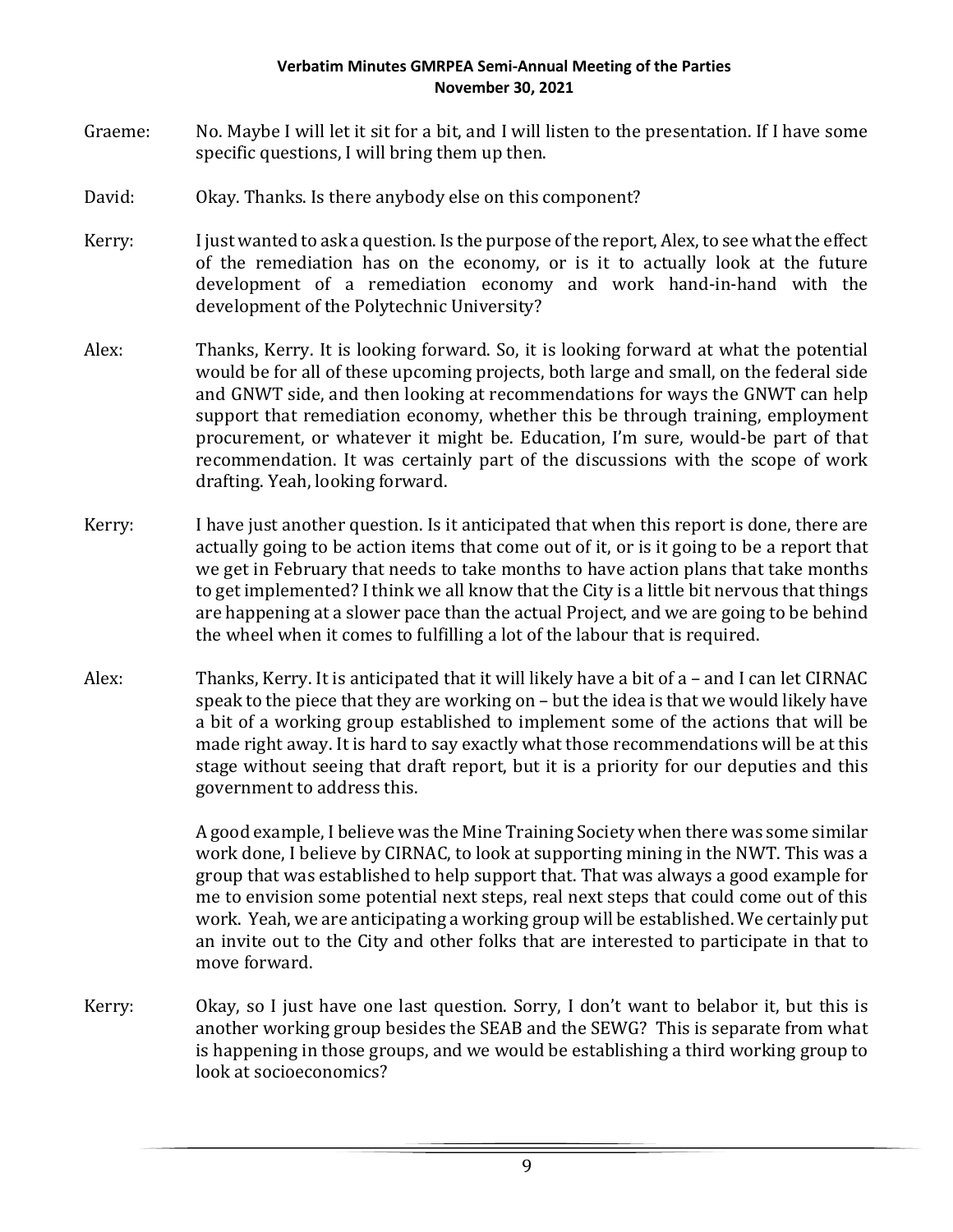**Graeme:** No. Maybe I will let it sit for a bit, and I will listen to the presentation. If I have some specific questions, I will bring them up then.

**David:** Okay. Thanks. Is there anybody else on this component?

**Kerry:** I just wanted to ask a question. Is the purpose of the report, Alex, to see what the effect of the remediation has on the economy, or is it to actually look at the future development of a remediation economy and work hand-in-hand with the development of the Polytechnic University?

**Alex:** Thanks, Kerry. It is looking forward. So, it is looking forward at what the potential would be for all of these upcoming projects, both large and small, on the federal side and GNWT side, and then looking at recommendations for ways the GNWT can help support that remediation economy, whether this be through training, employment procurement, or whatever it might be. Education, I'm sure, would-be part of that recommendation. It was certainly part of the discussions with the scope of work drafting. Yeah, looking forward.

**Kerry:** I have just another question. Is it anticipated that when this report is done, there are actually going to be action items that come out of it, or is it going to be a report that we get in February that needs to take months to have action plans that take months to get implemented? I think we all know that the City is a little bit nervous that things are happening at a slower pace than the actual Project, and we are going to be behind the wheel when it comes to fulfilling a lot of the labour that is required.

**Alex:** Thanks, Kerry. It is anticipated that it will likely have a bit of a – and I can let CIRNAC speak to the piece that they are working on – but the idea is that we would likely have a bit of a working group established to implement some of the actions that will be made right away. It is hard to say exactly what those recommendations will be at this stage without seeing that draft report, but it is a priority for our deputies and this government to address this.

A good example, I believe was the Mine Training Society when there was some similar work done, I believe by CIRNAC, to look at supporting mining in the NWT. This was a group that was established to help support that. That was always a good example for me to envision some potential next steps, real next steps that could come out of this work. Yeah, we are anticipating a working group will be established. We certainly put an invite out to the City and other folks that are interested to participate in that to move forward.

**Kerry:** Okay, so I just have one last question. Sorry, I don't want to belabor it, but this is another working group besides the SEAB and the SEWG? This is separate from what is happening in those groups, and we would be establishing a third working group to look at socioeconomics?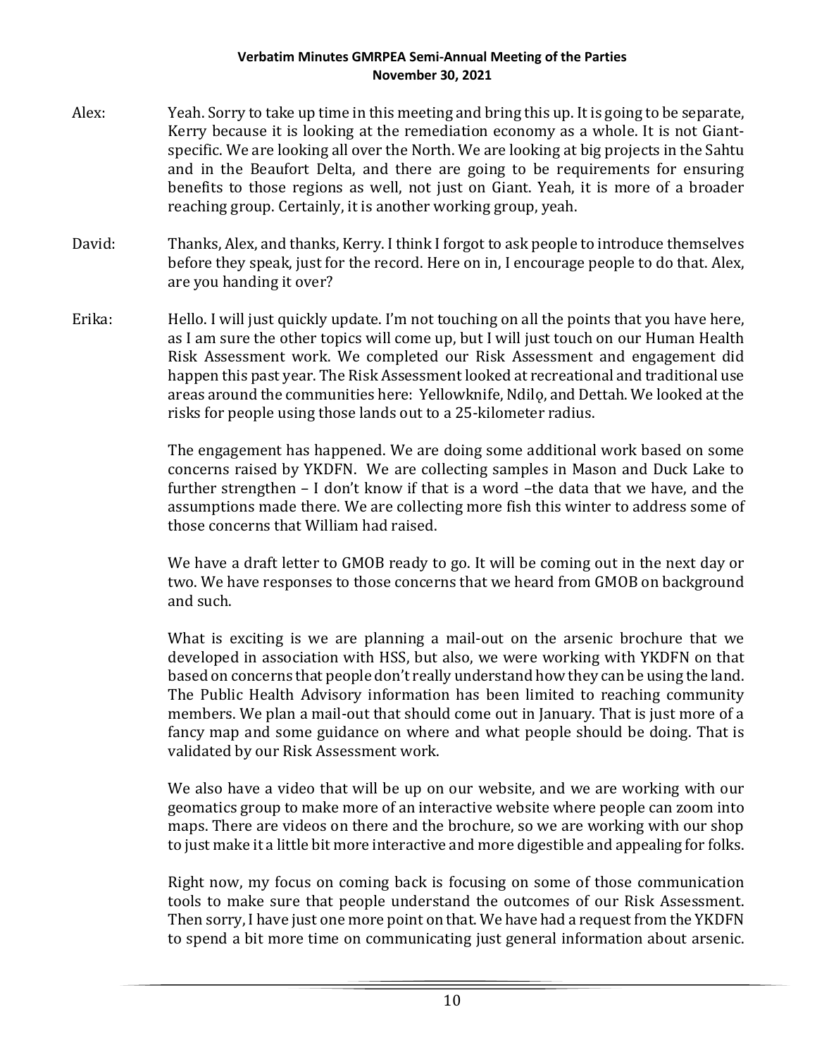Alex: Yeah. Sorry to take up time in this meeting and bring this up. It is going to be separate, Kerry because it is looking at the remediation economy as a whole. It is not Giant-specific. We are looking all over the North. We are looking at big projects in the Sahtu and in the Beaufort Delta, and there are going to be requirements for ensuring benefits to those regions as well, not just on Giant. Yeah, it is more of a broader reaching group. Certainly, it is another working group, yeah.

David: Thanks, Alex, and thanks, Kerry. I think I forgot to ask people to introduce themselves before they speak, just for the record. Here on in, I encourage people to do that. Alex, are you handing it over?

Erika: Hello. I will just quickly update. I'm not touching on all the points that you have here, as I am sure the other topics will come up, but I will just touch on our Human Health Risk Assessment work. We completed our Risk Assessment and engagement did happen this past year. The Risk Assessment looked at recreational and traditional use areas around the communities here: Yellowknife, Ndilǫ, and Dettah. We looked at the risks for people using those lands out to a 25-kilometer radius.

The engagement has happened. We are doing some additional work based on some concerns raised by YKDFN. We are collecting samples in Mason and Duck Lake to further strengthen – I don't know if that is a word –the data that we have, and the assumptions made there. We are collecting more fish this winter to address some of those concerns that William had raised.

We have a draft letter to GMOB ready to go. It will be coming out in the next day or two. We have responses to those concerns that we heard from GMOB on background and such.

What is exciting is we are planning a mail-out on the arsenic brochure that we developed in association with HSS, but also, we were working with YKDFN on that based on concerns that people don't really understand how they can be using the land. The Public Health Advisory information has been limited to reaching community members. We plan a mail-out that should come out in January. That is just more of a fancy map and some guidance on where and what people should be doing. That is validated by our Risk Assessment work.

We also have a video that will be up on our website, and we are working with our geomatics group to make more of an interactive website where people can zoom into maps. There are videos on there and the brochure, so we are working with our shop to just make it a little bit more interactive and more digestible and appealing for folks.

Right now, my focus on coming back is focusing on some of those communication tools to make sure that people understand the outcomes of our Risk Assessment. Then sorry, I have just one more point on that. We have had a request from the YKDFN to spend a bit more time on communicating just general information about arsenic.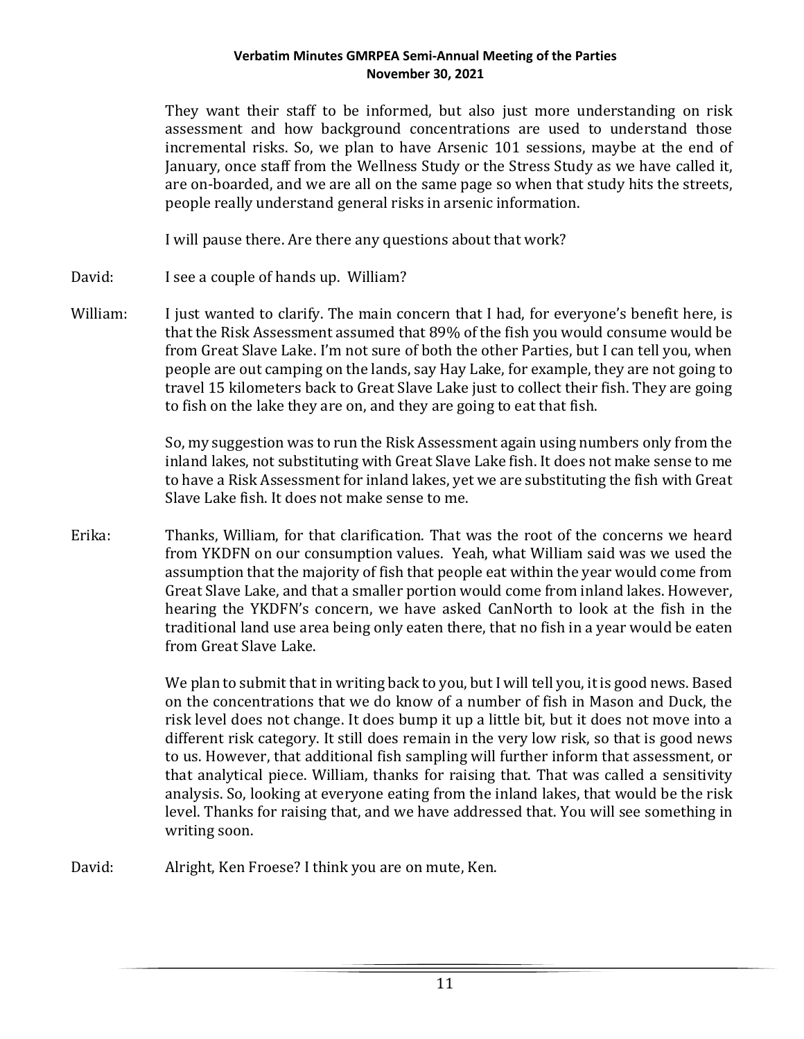They want their staff to be informed, but also just more understanding on risk assessment and how background concentrations are used to understand those incremental risks. So, we plan to have Arsenic 101 sessions, maybe at the end of January, once staff from the Wellness Study or the Stress Study as we have called it, are on-boarded, and we are all on the same page so when that study hits the streets, people really understand general risks in arsenic information.

I will pause there. Are there any questions about that work?

David: I see a couple of hands up. William?

William: I just wanted to clarify. The main concern that I had, for everyone's benefit here, is that the Risk Assessment assumed that 89% of the fish you would consume would be from Great Slave Lake. I'm not sure of both the other Parties, but I can tell you, when people are out camping on the lands, say Hay Lake, for example, they are not going to travel 15 kilometers back to Great Slave Lake just to collect their fish. They are going to fish on the lake they are on, and they are going to eat that fish.

So, my suggestion was to run the Risk Assessment again using numbers only from the inland lakes, not substituting with Great Slave Lake fish. It does not make sense to me to have a Risk Assessment for inland lakes, yet we are substituting the fish with Great Slave Lake fish. It does not make sense to me.

Erika: Thanks, William, for that clarification. That was the root of the concerns we heard from YKDFN on our consumption values. Yeah, what William said was we used the assumption that the majority of fish that people eat within the year would come from Great Slave Lake, and that a smaller portion would come from inland lakes. However, hearing the YKDFN's concern, we have asked CanNorth to look at the fish in the traditional land use area being only eaten there, that no fish in a year would be eaten from Great Slave Lake.

We plan to submit that in writing back to you, but I will tell you, it is good news. Based on the concentrations that we do know of a number of fish in Mason and Duck, the risk level does not change. It does bump it up a little bit, but it does not move into a different risk category. It still does remain in the very low risk, so that is good news to us. However, that additional fish sampling will further inform that assessment, or that analytical piece. William, thanks for raising that. That was called a sensitivity analysis. So, looking at everyone eating from the inland lakes, that would be the risk level. Thanks for raising that, and we have addressed that. You will see something in writing soon.

David: Alright, Ken Froese? I think you are on mute, Ken.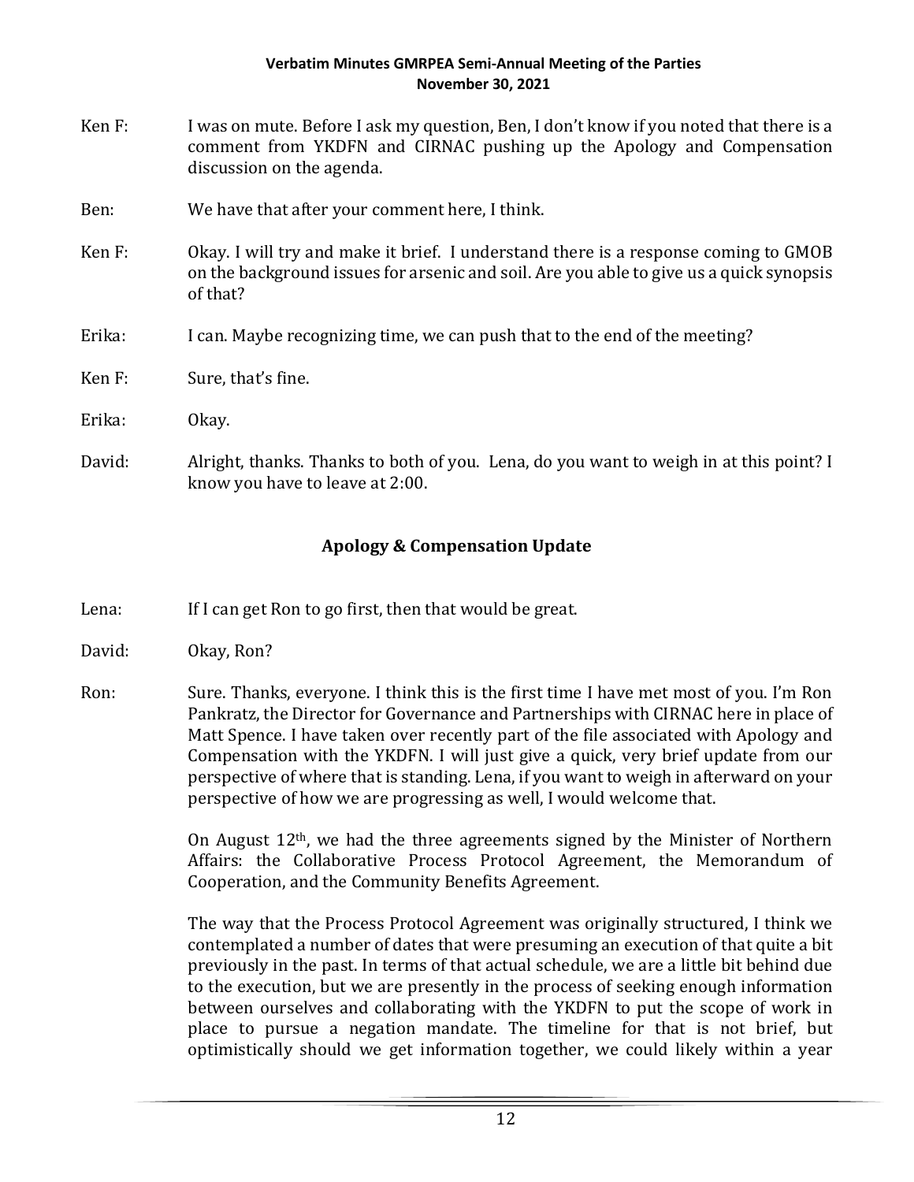Ken F: I was on mute. Before I ask my question, Ben, I don't know if you noted that there is a comment from YKDFN and CIRNAC pushing up the Apology and Compensation discussion on the agenda.

Ben: We have that after your comment here, I think.

Ken F: Okay. I will try and make it brief. I understand there is a response coming to GMOB on the background issues for arsenic and soil. Are you able to give us a quick synopsis of that?

Erika: I can. Maybe recognizing time, we can push that to the end of the meeting?

Ken F: Sure, that's fine.

Erika: Okay.

David: Alright, thanks. Thanks to both of you. Lena, do you want to weigh in at this point? I know you have to leave at 2:00.

## Apology & Compensation Update

Lena: If I can get Ron to go first, then that would be great.

David: Okay, Ron?

Ron: Sure. Thanks, everyone. I think this is the first time I have met most of you. I'm Ron Pankratz, the Director for Governance and Partnerships with CIRNAC here in place of Matt Spence. I have taken over recently part of the file associated with Apology and Compensation with the YKDFN. I will just give a quick, very brief update from our perspective of where that is standing. Lena, if you want to weigh in afterward on your perspective of how we are progressing as well, I would welcome that.

On August 12th, we had the three agreements signed by the Minister of Northern Affairs: the Collaborative Process Protocol Agreement, the Memorandum of Cooperation, and the Community Benefits Agreement.

The way that the Process Protocol Agreement was originally structured, I think we contemplated a number of dates that were presuming an execution of that quite a bit previously in the past. In terms of that actual schedule, we are a little bit behind due to the execution, but we are presently in the process of seeking enough information between ourselves and collaborating with the YKDFN to put the scope of work in place to pursue a negation mandate. The timeline for that is not brief, but optimistically should we get information together, we could likely within a year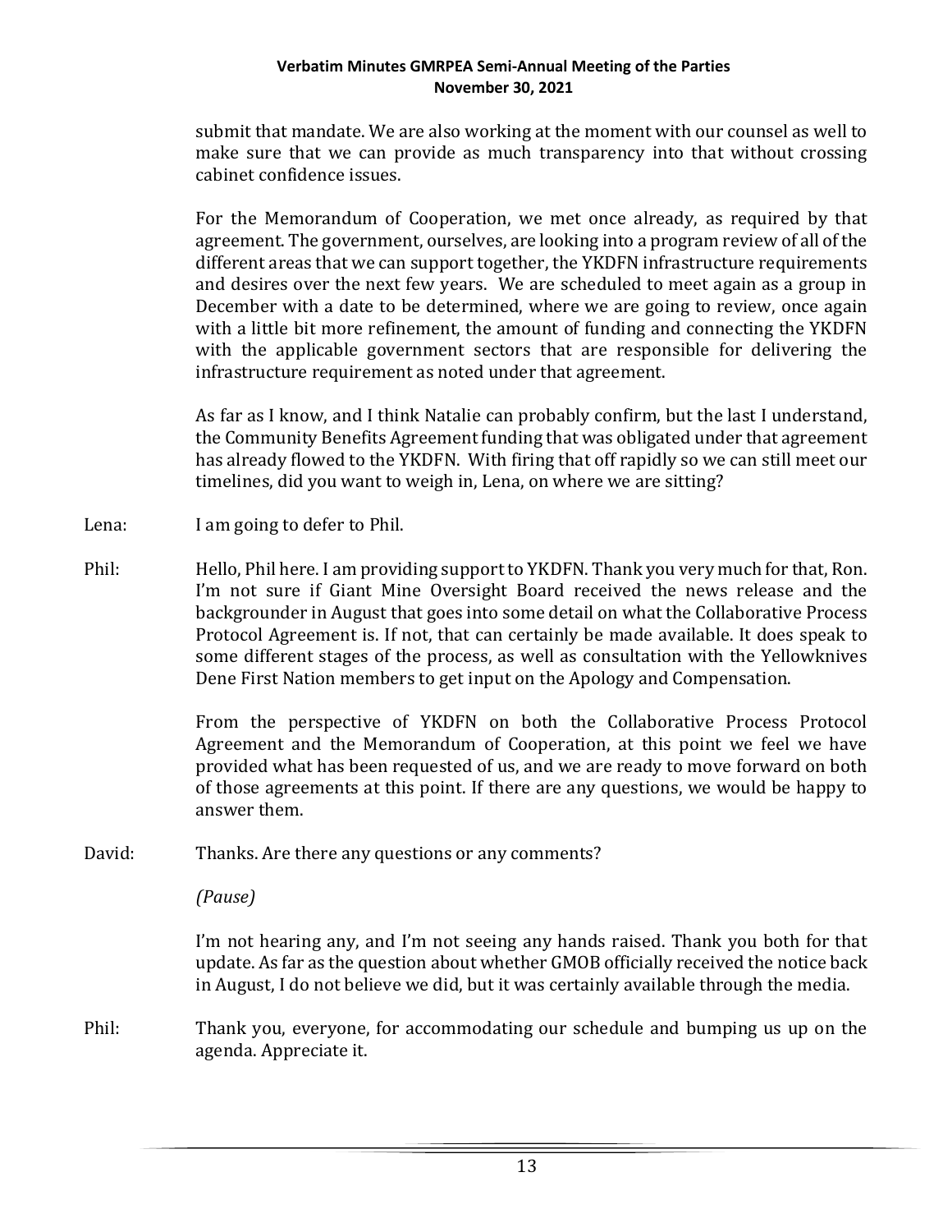submit that mandate. We are also working at the moment with our counsel as well to make sure that we can provide as much transparency into that without crossing cabinet confidence issues.

For the Memorandum of Cooperation, we met once already, as required by that agreement. The government, ourselves, are looking into a program review of all of the different areas that we can support together, the YKDFN infrastructure requirements and desires over the next few years. We are scheduled to meet again as a group in December with a date to be determined, where we are going to review, once again with a little bit more refinement, the amount of funding and connecting the YKDFN with the applicable government sectors that are responsible for delivering the infrastructure requirement as noted under that agreement.

As far as I know, and I think Natalie can probably confirm, but the last I understand, the Community Benefits Agreement funding that was obligated under that agreement has already flowed to the YKDFN. With firing that off rapidly so we can still meet our timelines, did you want to weigh in, Lena, on where we are sitting?

Lena: I am going to defer to Phil.

Phil: Hello, Phil here. I am providing support to YKDFN. Thank you very much for that, Ron. I'm not sure if Giant Mine Oversight Board received the news release and the backgrounder in August that goes into some detail on what the Collaborative Process Protocol Agreement is. If not, that can certainly be made available. It does speak to some different stages of the process, as well as consultation with the Yellowknives Dene First Nation members to get input on the Apology and Compensation.

From the perspective of YKDFN on both the Collaborative Process Protocol Agreement and the Memorandum of Cooperation, at this point we feel we have provided what has been requested of us, and we are ready to move forward on both of those agreements at this point. If there are any questions, we would be happy to answer them.

David: Thanks. Are there any questions or any comments?

*(Pause)*

I'm not hearing any, and I'm not seeing any hands raised. Thank you both for that update. As far as the question about whether GMOB officially received the notice back in August, I do not believe we did, but it was certainly available through the media.

Phil: Thank you, everyone, for accommodating our schedule and bumping us up on the agenda. Appreciate it.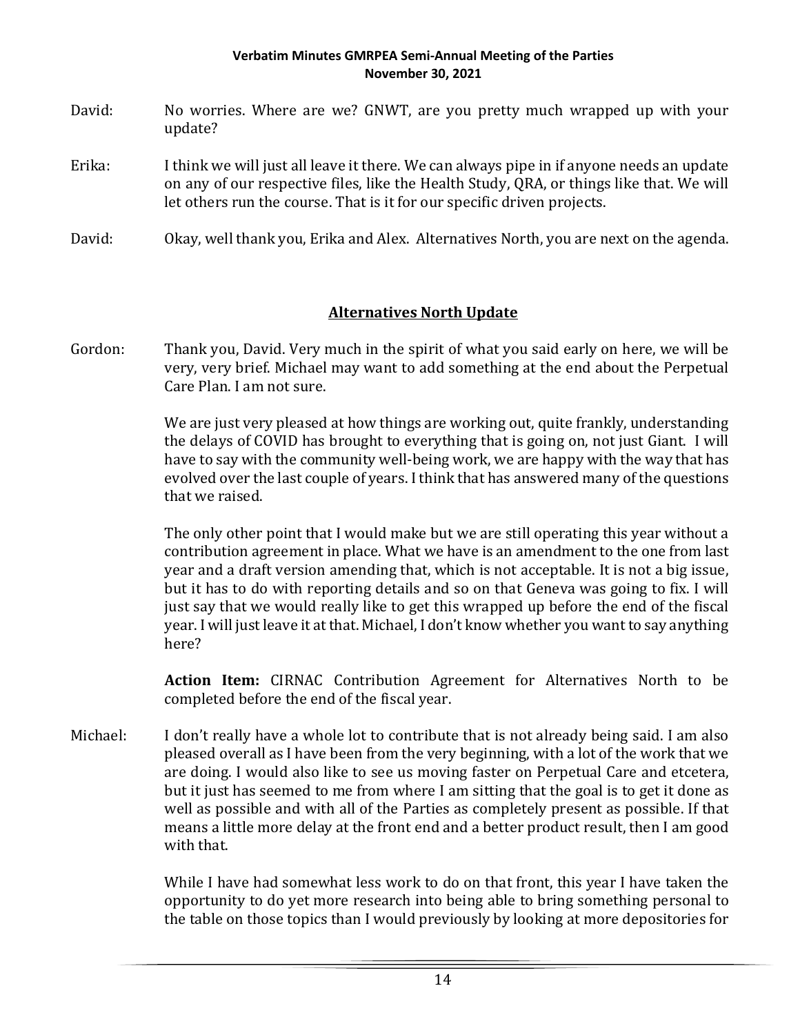David: No worries. Where are we? GNWT, are you pretty much wrapped up with your update?

Erika: I think we will just all leave it there. We can always pipe in if anyone needs an update on any of our respective files, like the Health Study, QRA, or things like that. We will let others run the course. That is it for our specific driven projects.

David: Okay, well thank you, Erika and Alex. Alternatives North, you are next on the agenda.

## Alternatives North Update

Gordon: Thank you, David. Very much in the spirit of what you said early on here, we will be very, very brief. Michael may want to add something at the end about the Perpetual Care Plan. I am not sure.

We are just very pleased at how things are working out, quite frankly, understanding the delays of COVID has brought to everything that is going on, not just Giant. I will have to say with the community well-being work, we are happy with the way that has evolved over the last couple of years. I think that has answered many of the questions that we raised.

The only other point that I would make but we are still operating this year without a contribution agreement in place. What we have is an amendment to the one from last year and a draft version amending that, which is not acceptable. It is not a big issue, but it has to do with reporting details and so on that Geneva was going to fix. I will just say that we would really like to get this wrapped up before the end of the fiscal year. I will just leave it at that. Michael, I don't know whether you want to say anything here?

**Action Item:** CIRNAC Contribution Agreement for Alternatives North to be completed before the end of the fiscal year.

Michael: I don't really have a whole lot to contribute that is not already being said. I am also pleased overall as I have been from the very beginning, with a lot of the work that we are doing. I would also like to see us moving faster on Perpetual Care and etcetera, but it just has seemed to me from where I am sitting that the goal is to get it done as well as possible and with all of the Parties as completely present as possible. If that means a little more delay at the front end and a better product result, then I am good with that.

While I have had somewhat less work to do on that front, this year I have taken the opportunity to do yet more research into being able to bring something personal to the table on those topics than I would previously by looking at more depositories for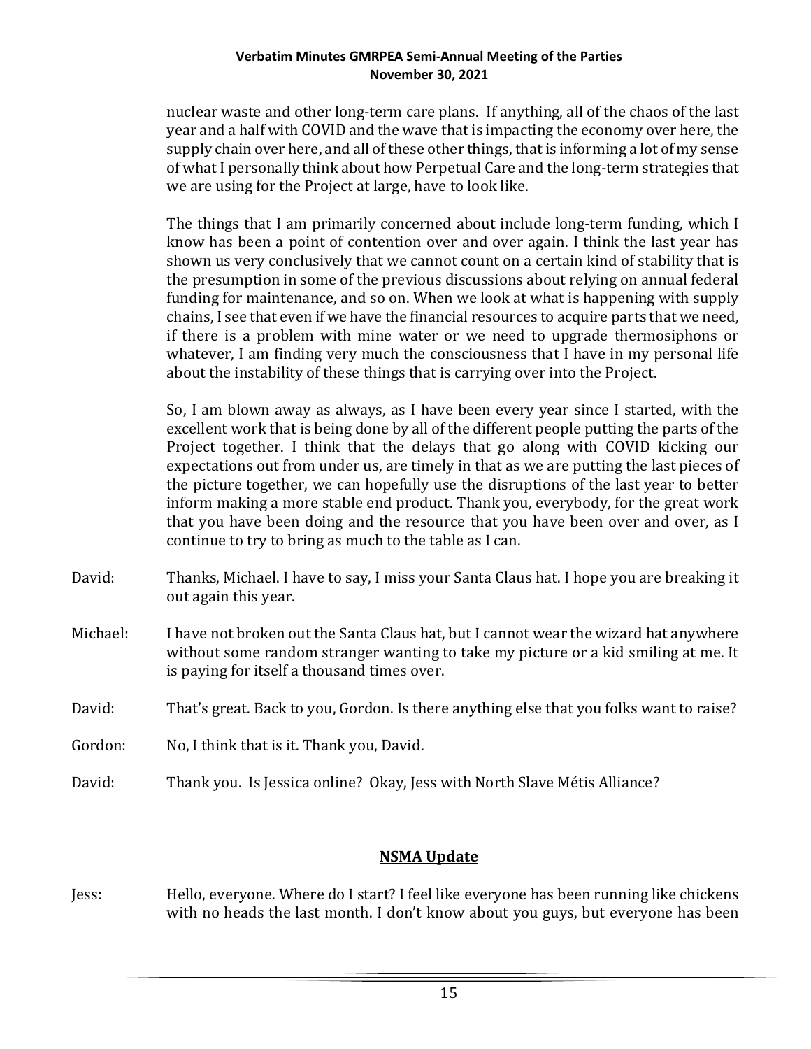nuclear waste and other long-term care plans. If anything, all of the chaos of the last year and a half with COVID and the wave that is impacting the economy over here, the supply chain over here, and all of these other things, that is informing a lot of my sense of what I personally think about how Perpetual Care and the long-term strategies that we are using for the Project at large, have to look like.

The things that I am primarily concerned about include long-term funding, which I know has been a point of contention over and over again. I think the last year has shown us very conclusively that we cannot count on a certain kind of stability that is the presumption in some of the previous discussions about relying on annual federal funding for maintenance, and so on. When we look at what is happening with supply chains, I see that even if we have the financial resources to acquire parts that we need, if there is a problem with mine water or we need to upgrade thermosiphons or whatever, I am finding very much the consciousness that I have in my personal life about the instability of these things that is carrying over into the Project.

So, I am blown away as always, as I have been every year since I started, with the excellent work that is being done by all of the different people putting the parts of the Project together. I think that the delays that go along with COVID kicking our expectations out from under us, are timely in that as we are putting the last pieces of the picture together, we can hopefully use the disruptions of the last year to better inform making a more stable end product. Thank you, everybody, for the great work that you have been doing and the resource that you have been over and over, as I continue to try to bring as much to the table as I can.

David: Thanks, Michael. I have to say, I miss your Santa Claus hat. I hope you are breaking it out again this year.

Michael: I have not broken out the Santa Claus hat, but I cannot wear the wizard hat anywhere without some random stranger wanting to take my picture or a kid smiling at me. It is paying for itself a thousand times over.

David: That's great. Back to you, Gordon. Is there anything else that you folks want to raise?

Gordon: No, I think that is it. Thank you, David.

David: Thank you. Is Jessica online? Okay, Jess with North Slave Métis Alliance?

## NSMA Update

Jess: Hello, everyone. Where do I start? I feel like everyone has been running like chickens with no heads the last month. I don't know about you guys, but everyone has been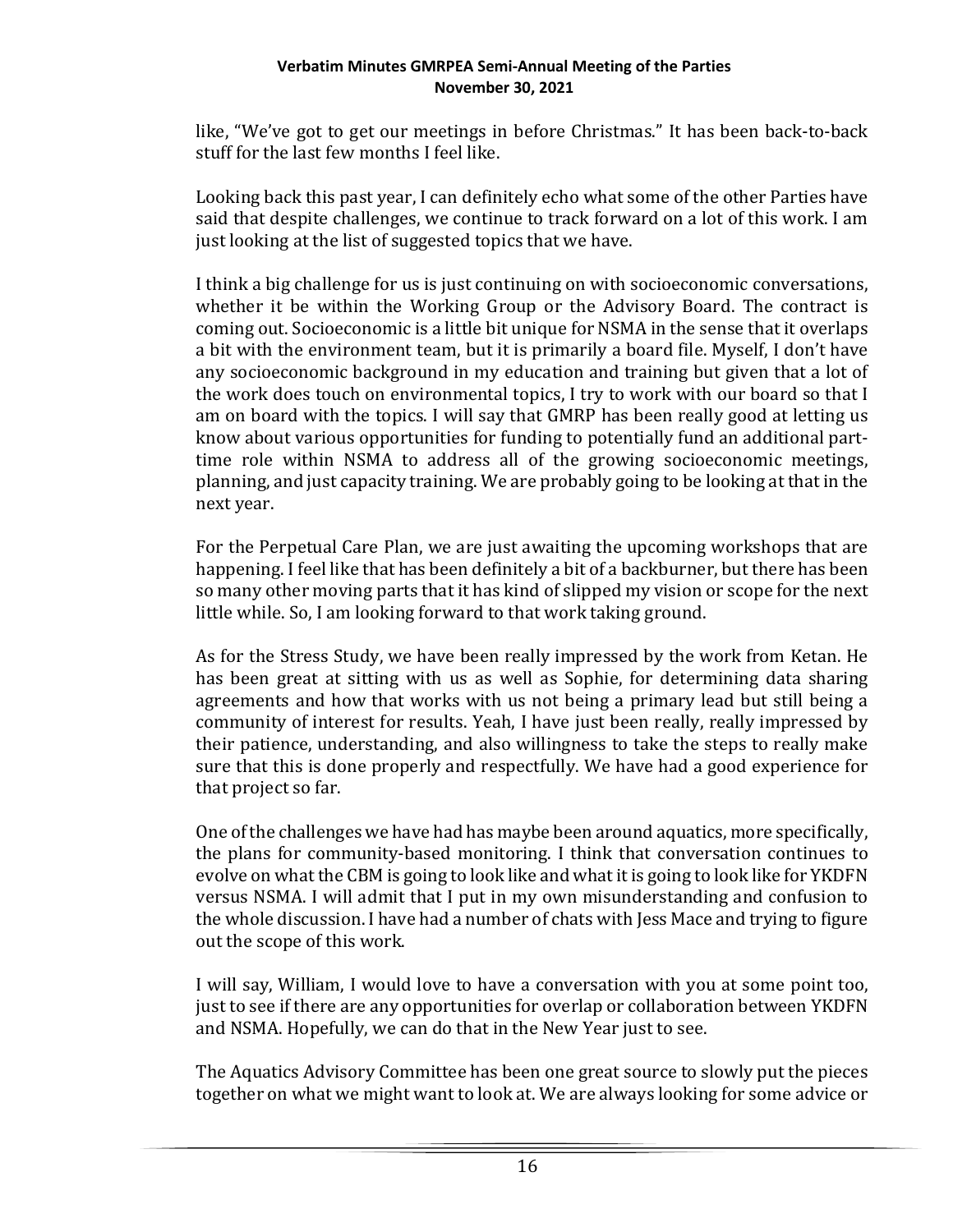like, "We've got to get our meetings in before Christmas." It has been back-to-back stuff for the last few months I feel like.

Looking back this past year, I can definitely echo what some of the other Parties have said that despite challenges, we continue to track forward on a lot of this work. I am just looking at the list of suggested topics that we have.

I think a big challenge for us is just continuing on with socioeconomic conversations, whether it be within the Working Group or the Advisory Board. The contract is coming out. Socioeconomic is a little bit unique for NSMA in the sense that it overlaps a bit with the environment team, but it is primarily a board file. Myself, I don't have any socioeconomic background in my education and training but given that a lot of the work does touch on environmental topics, I try to work with our board so that I am on board with the topics. I will say that GMRP has been really good at letting us know about various opportunities for funding to potentially fund an additional part-time role within NSMA to address all of the growing socioeconomic meetings, planning, and just capacity training. We are probably going to be looking at that in the next year.

For the Perpetual Care Plan, we are just awaiting the upcoming workshops that are happening. I feel like that has been definitely a bit of a backburner, but there has been so many other moving parts that it has kind of slipped my vision or scope for the next little while. So, I am looking forward to that work taking ground.

As for the Stress Study, we have been really impressed by the work from Ketan. He has been great at sitting with us as well as Sophie, for determining data sharing agreements and how that works with us not being a primary lead but still being a community of interest for results. Yeah, I have just been really, really impressed by their patience, understanding, and also willingness to take the steps to really make sure that this is done properly and respectfully. We have had a good experience for that project so far.

One of the challenges we have had has maybe been around aquatics, more specifically, the plans for community-based monitoring. I think that conversation continues to evolve on what the CBM is going to look like and what it is going to look like for YKDFN versus NSMA. I will admit that I put in my own misunderstanding and confusion to the whole discussion. I have had a number of chats with Jess Mace and trying to figure out the scope of this work.

I will say, William, I would love to have a conversation with you at some point too, just to see if there are any opportunities for overlap or collaboration between YKDFN and NSMA. Hopefully, we can do that in the New Year just to see.

The Aquatics Advisory Committee has been one great source to slowly put the pieces together on what we might want to look at. We are always looking for some advice or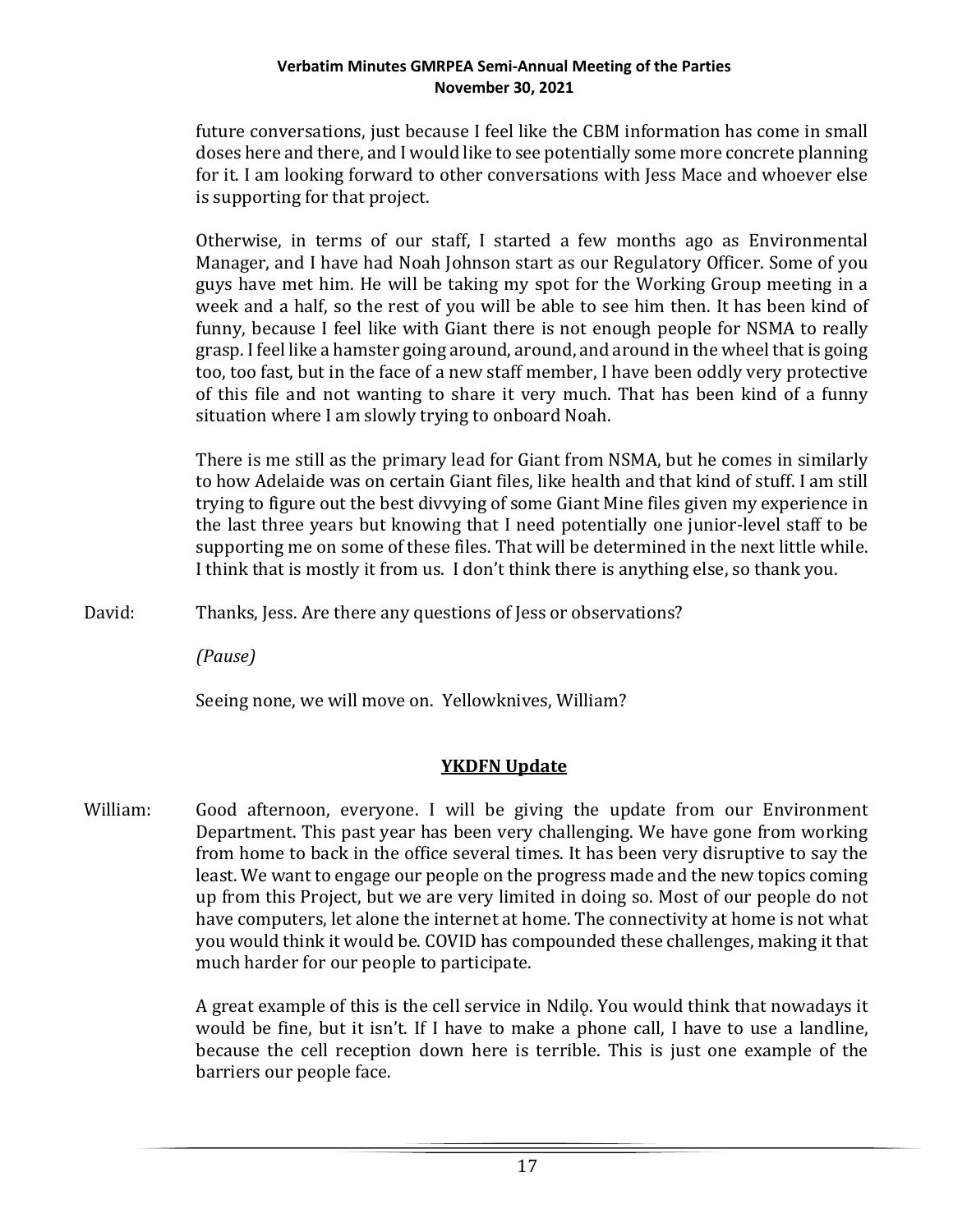future conversations, just because I feel like the CBM information has come in small doses here and there, and I would like to see potentially some more concrete planning for it. I am looking forward to other conversations with Jess Mace and whoever else is supporting for that project.

Otherwise, in terms of our staff, I started a few months ago as Environmental Manager, and I have had Noah Johnson start as our Regulatory Officer. Some of you guys have met him. He will be taking my spot for the Working Group meeting in a week and a half, so the rest of you will be able to see him then. It has been kind of funny, because I feel like with Giant there is not enough people for NSMA to really grasp. I feel like a hamster going around, around, and around in the wheel that is going too, too fast, but in the face of a new staff member, I have been oddly very protective of this file and not wanting to share it very much. That has been kind of a funny situation where I am slowly trying to onboard Noah.

There is me still as the primary lead for Giant from NSMA, but he comes in similarly to how Adelaide was on certain Giant files, like health and that kind of stuff. I am still trying to figure out the best divvying of some Giant Mine files given my experience in the last three years but knowing that I need potentially one junior-level staff to be supporting me on some of these files. That will be determined in the next little while. I think that is mostly it from us. I don't think there is anything else, so thank you.

David: Thanks, Jess. Are there any questions of Jess or observations?

*(Pause)*

Seeing none, we will move on. Yellowknives, William?

## YKDFN Update

William: Good afternoon, everyone. I will be giving the update from our Environment Department. This past year has been very challenging. We have gone from working from home to back in the office several times. It has been very disruptive to say the least. We want to engage our people on the progress made and the new topics coming up from this Project, but we are very limited in doing so. Most of our people do not have computers, let alone the internet at home. The connectivity at home is not what you would think it would be. COVID has compounded these challenges, making it that much harder for our people to participate.

A great example of this is the cell service in Ndilǫ. You would think that nowadays it would be fine, but it isn't. If I have to make a phone call, I have to use a landline, because the cell reception down here is terrible. This is just one example of the barriers our people face.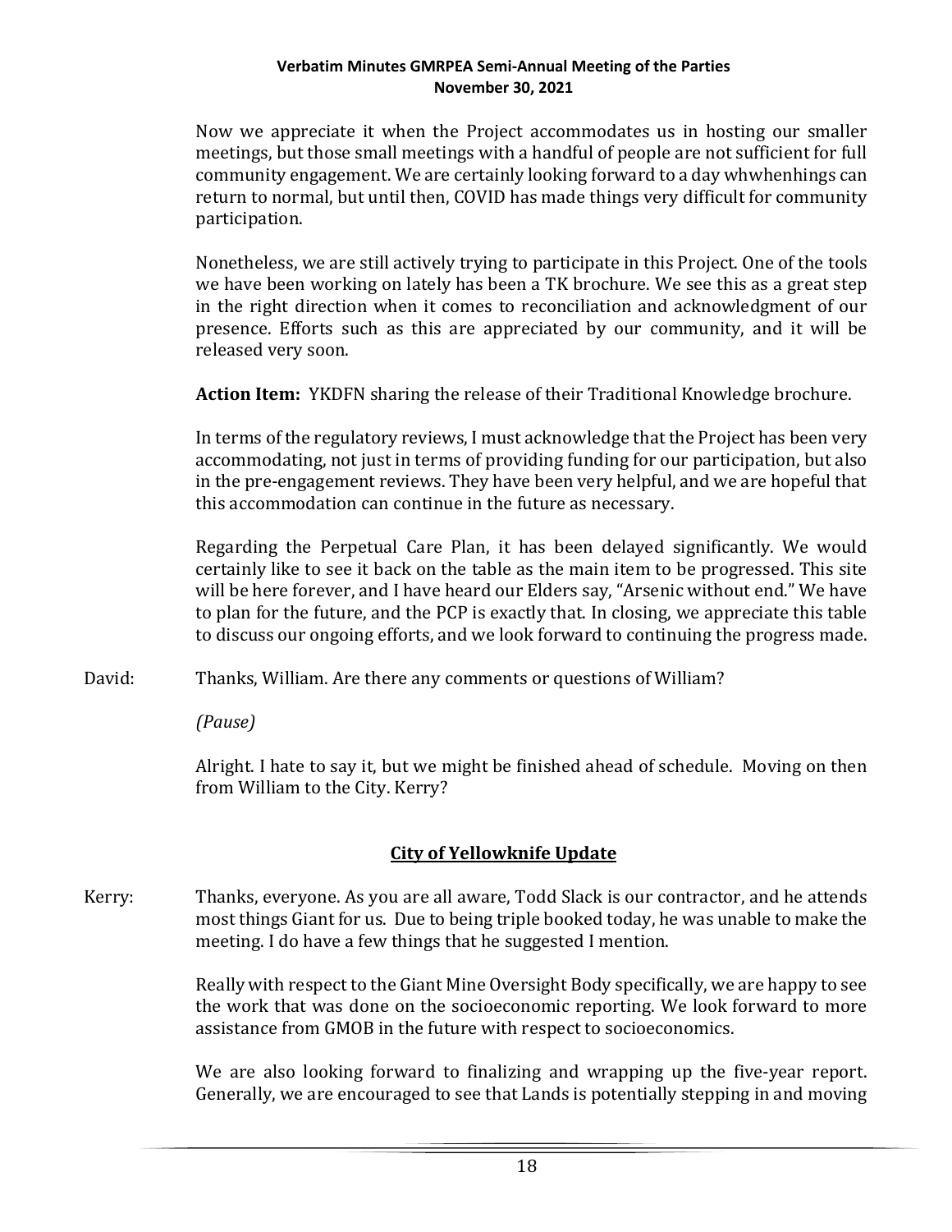Now we appreciate it when the Project accommodates us in hosting our smaller meetings, but those small meetings with a handful of people are not sufficient for full community engagement. We are certainly looking forward to a day whwhenhings can return to normal, but until then, COVID has made things very difficult for community participation.

Nonetheless, we are still actively trying to participate in this Project. One of the tools we have been working on lately has been a TK brochure. We see this as a great step in the right direction when it comes to reconciliation and acknowledgment of our presence. Efforts such as this are appreciated by our community, and it will be released very soon.

**Action Item:** YKDFN sharing the release of their Traditional Knowledge brochure.

In terms of the regulatory reviews, I must acknowledge that the Project has been very accommodating, not just in terms of providing funding for our participation, but also in the pre-engagement reviews. They have been very helpful, and we are hopeful that this accommodation can continue in the future as necessary.

Regarding the Perpetual Care Plan, it has been delayed significantly. We would certainly like to see it back on the table as the main item to be progressed. This site will be here forever, and I have heard our Elders say, "Arsenic without end." We have to plan for the future, and the PCP is exactly that. In closing, we appreciate this table to discuss our ongoing efforts, and we look forward to continuing the progress made.

David: Thanks, William. Are there any comments or questions of William?

*(Pause)*

Alright. I hate to say it, but we might be finished ahead of schedule. Moving on then from William to the City. Kerry?

## City of Yellowknife Update

Kerry: Thanks, everyone. As you are all aware, Todd Slack is our contractor, and he attends most things Giant for us. Due to being triple booked today, he was unable to make the meeting. I do have a few things that he suggested I mention.

Really with respect to the Giant Mine Oversight Body specifically, we are happy to see the work that was done on the socioeconomic reporting. We look forward to more assistance from GMOB in the future with respect to socioeconomics.

We are also looking forward to finalizing and wrapping up the five-year report. Generally, we are encouraged to see that Lands is potentially stepping in and moving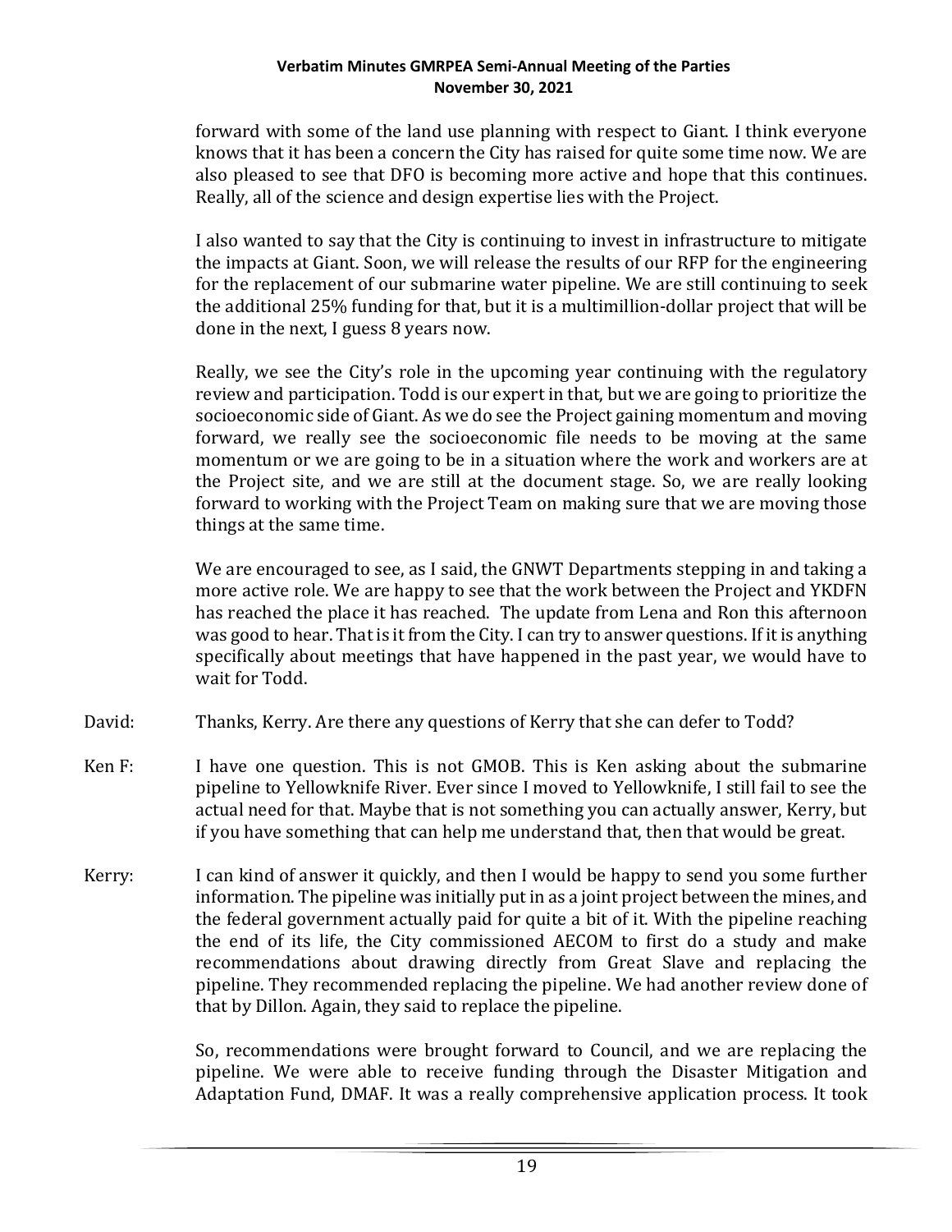forward with some of the land use planning with respect to Giant. I think everyone knows that it has been a concern the City has raised for quite some time now. We are also pleased to see that DFO is becoming more active and hope that this continues. Really, all of the science and design expertise lies with the Project.

I also wanted to say that the City is continuing to invest in infrastructure to mitigate the impacts at Giant. Soon, we will release the results of our RFP for the engineering for the replacement of our submarine water pipeline. We are still continuing to seek the additional 25% funding for that, but it is a multimillion-dollar project that will be done in the next, I guess 8 years now.

Really, we see the City's role in the upcoming year continuing with the regulatory review and participation. Todd is our expert in that, but we are going to prioritize the socioeconomic side of Giant. As we do see the Project gaining momentum and moving forward, we really see the socioeconomic file needs to be moving at the same momentum or we are going to be in a situation where the work and workers are at the Project site, and we are still at the document stage. So, we are really looking forward to working with the Project Team on making sure that we are moving those things at the same time.

We are encouraged to see, as I said, the GNWT Departments stepping in and taking a more active role. We are happy to see that the work between the Project and YKDFN has reached the place it has reached. The update from Lena and Ron this afternoon was good to hear. That is it from the City. I can try to answer questions. If it is anything specifically about meetings that have happened in the past year, we would have to wait for Todd.

David: Thanks, Kerry. Are there any questions of Kerry that she can defer to Todd?

Ken F: I have one question. This is not GMOB. This is Ken asking about the submarine pipeline to Yellowknife River. Ever since I moved to Yellowknife, I still fail to see the actual need for that. Maybe that is not something you can actually answer, Kerry, but if you have something that can help me understand that, then that would be great.

Kerry: I can kind of answer it quickly, and then I would be happy to send you some further information. The pipeline was initially put in as a joint project between the mines, and the federal government actually paid for quite a bit of it. With the pipeline reaching the end of its life, the City commissioned AECOM to first do a study and make recommendations about drawing directly from Great Slave and replacing the pipeline. They recommended replacing the pipeline. We had another review done of that by Dillon. Again, they said to replace the pipeline.

So, recommendations were brought forward to Council, and we are replacing the pipeline. We were able to receive funding through the Disaster Mitigation and Adaptation Fund, DMAF. It was a really comprehensive application process. It took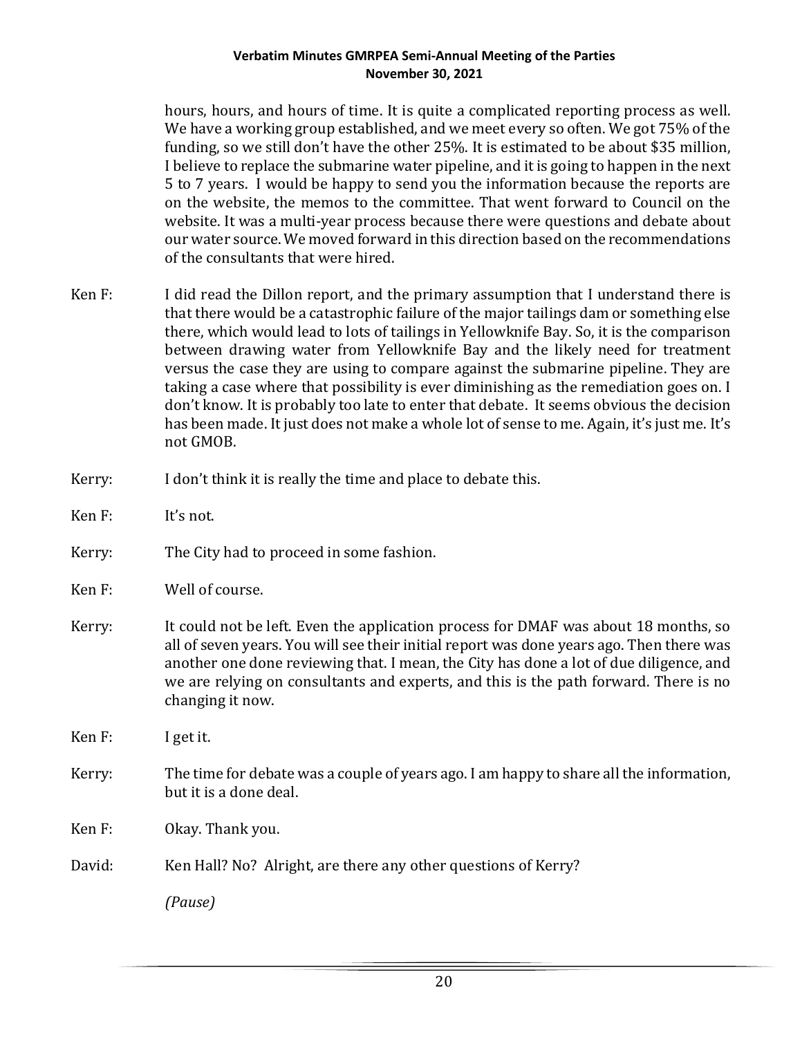hours, hours, and hours of time. It is quite a complicated reporting process as well. We have a working group established, and we meet every so often. We got 75% of the funding, so we still don't have the other 25%. It is estimated to be about $35 million, I believe to replace the submarine water pipeline, and it is going to happen in the next 5 to 7 years. I would be happy to send you the information because the reports are on the website, the memos to the committee. That went forward to Council on the website. It was a multi-year process because there were questions and debate about our water source. We moved forward in this direction based on the recommendations of the consultants that were hired.

Ken F: I did read the Dillon report, and the primary assumption that I understand there is that there would be a catastrophic failure of the major tailings dam or something else there, which would lead to lots of tailings in Yellowknife Bay. So, it is the comparison between drawing water from Yellowknife Bay and the likely need for treatment versus the case they are using to compare against the submarine pipeline. They are taking a case where that possibility is ever diminishing as the remediation goes on. I don't know. It is probably too late to enter that debate. It seems obvious the decision has been made. It just does not make a whole lot of sense to me. Again, it's just me. It's not GMOB.

Kerry: I don't think it is really the time and place to debate this.

Ken F: It's not.

Kerry: The City had to proceed in some fashion.

Ken F: Well of course.

Kerry: It could not be left. Even the application process for DMAF was about 18 months, so all of seven years. You will see their initial report was done years ago. Then there was another one done reviewing that. I mean, the City has done a lot of due diligence, and we are relying on consultants and experts, and this is the path forward. There is no changing it now.

Ken F: I get it.

Kerry: The time for debate was a couple of years ago. I am happy to share all the information, but it is a done deal.

Ken F: Okay. Thank you.

David: Ken Hall? No? Alright, are there any other questions of Kerry?

*(Pause)*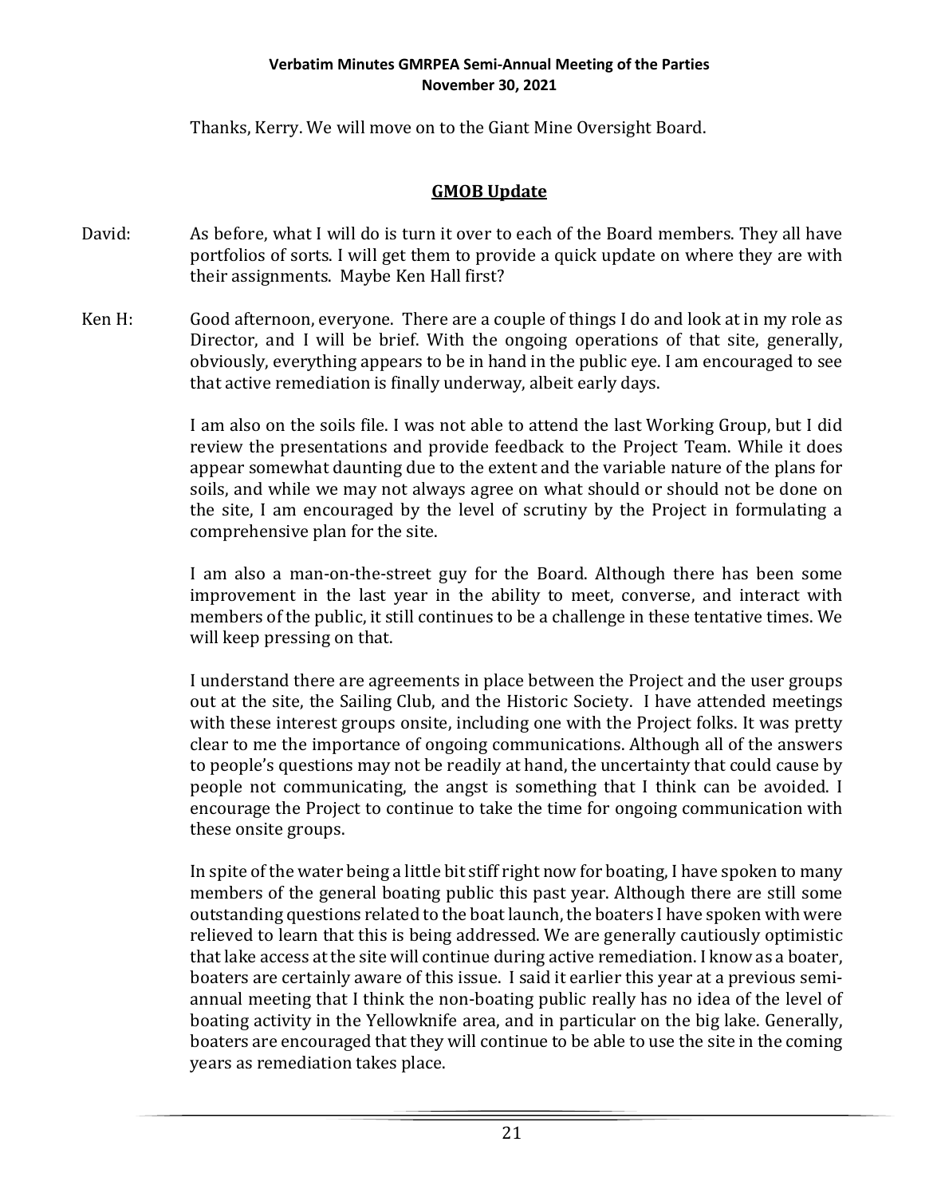Thanks, Kerry. We will move on to the Giant Mine Oversight Board.

## GMOB Update

David: As before, what I will do is turn it over to each of the Board members. They all have portfolios of sorts. I will get them to provide a quick update on where they are with their assignments. Maybe Ken Hall first?

Ken H: Good afternoon, everyone. There are a couple of things I do and look at in my role as Director, and I will be brief. With the ongoing operations of that site, generally, obviously, everything appears to be in hand in the public eye. I am encouraged to see that active remediation is finally underway, albeit early days.

I am also on the soils file. I was not able to attend the last Working Group, but I did review the presentations and provide feedback to the Project Team. While it does appear somewhat daunting due to the extent and the variable nature of the plans for soils, and while we may not always agree on what should or should not be done on the site, I am encouraged by the level of scrutiny by the Project in formulating a comprehensive plan for the site.

I am also a man-on-the-street guy for the Board. Although there has been some improvement in the last year in the ability to meet, converse, and interact with members of the public, it still continues to be a challenge in these tentative times. We will keep pressing on that.

I understand there are agreements in place between the Project and the user groups out at the site, the Sailing Club, and the Historic Society. I have attended meetings with these interest groups onsite, including one with the Project folks. It was pretty clear to me the importance of ongoing communications. Although all of the answers to people's questions may not be readily at hand, the uncertainty that could cause by people not communicating, the angst is something that I think can be avoided. I encourage the Project to continue to take the time for ongoing communication with these onsite groups.

In spite of the water being a little bit stiff right now for boating, I have spoken to many members of the general boating public this past year. Although there are still some outstanding questions related to the boat launch, the boaters I have spoken with were relieved to learn that this is being addressed. We are generally cautiously optimistic that lake access at the site will continue during active remediation. I know as a boater, boaters are certainly aware of this issue. I said it earlier this year at a previous semi-annual meeting that I think the non-boating public really has no idea of the level of boating activity in the Yellowknife area, and in particular on the big lake. Generally, boaters are encouraged that they will continue to be able to use the site in the coming years as remediation takes place.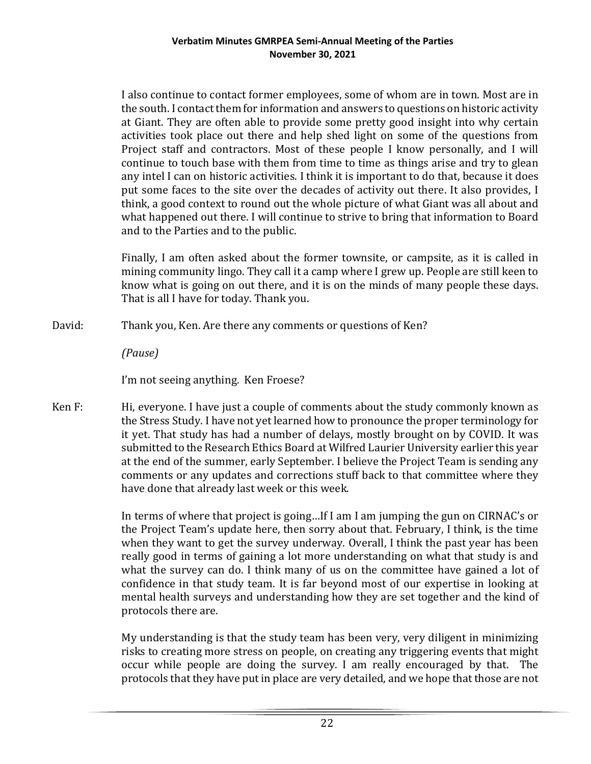I also continue to contact former employees, some of whom are in town. Most are in the south. I contact them for information and answers to questions on historic activity at Giant. They are often able to provide some pretty good insight into why certain activities took place out there and help shed light on some of the questions from Project staff and contractors. Most of these people I know personally, and I will continue to touch base with them from time to time as things arise and try to glean any intel I can on historic activities. I think it is important to do that, because it does put some faces to the site over the decades of activity out there. It also provides, I think, a good context to round out the whole picture of what Giant was all about and what happened out there. I will continue to strive to bring that information to Board and to the Parties and to the public.

Finally, I am often asked about the former townsite, or campsite, as it is called in mining community lingo. They call it a camp where I grew up. People are still keen to know what is going on out there, and it is on the minds of many people these days. That is all I have for today. Thank you.

David: Thank you, Ken. Are there any comments or questions of Ken?

*(Pause)*

I'm not seeing anything. Ken Froese?

Ken F: Hi, everyone. I have just a couple of comments about the study commonly known as the Stress Study. I have not yet learned how to pronounce the proper terminology for it yet. That study has had a number of delays, mostly brought on by COVID. It was submitted to the Research Ethics Board at Wilfred Laurier University earlier this year at the end of the summer, early September. I believe the Project Team is sending any comments or any updates and corrections stuff back to that committee where they have done that already last week or this week.

In terms of where that project is going…If I am I am jumping the gun on CIRNAC's or the Project Team's update here, then sorry about that. February, I think, is the time when they want to get the survey underway. Overall, I think the past year has been really good in terms of gaining a lot more understanding on what that study is and what the survey can do. I think many of us on the committee have gained a lot of confidence in that study team. It is far beyond most of our expertise in looking at mental health surveys and understanding how they are set together and the kind of protocols there are.

My understanding is that the study team has been very, very diligent in minimizing risks to creating more stress on people, on creating any triggering events that might occur while people are doing the survey. I am really encouraged by that. The protocols that they have put in place are very detailed, and we hope that those are not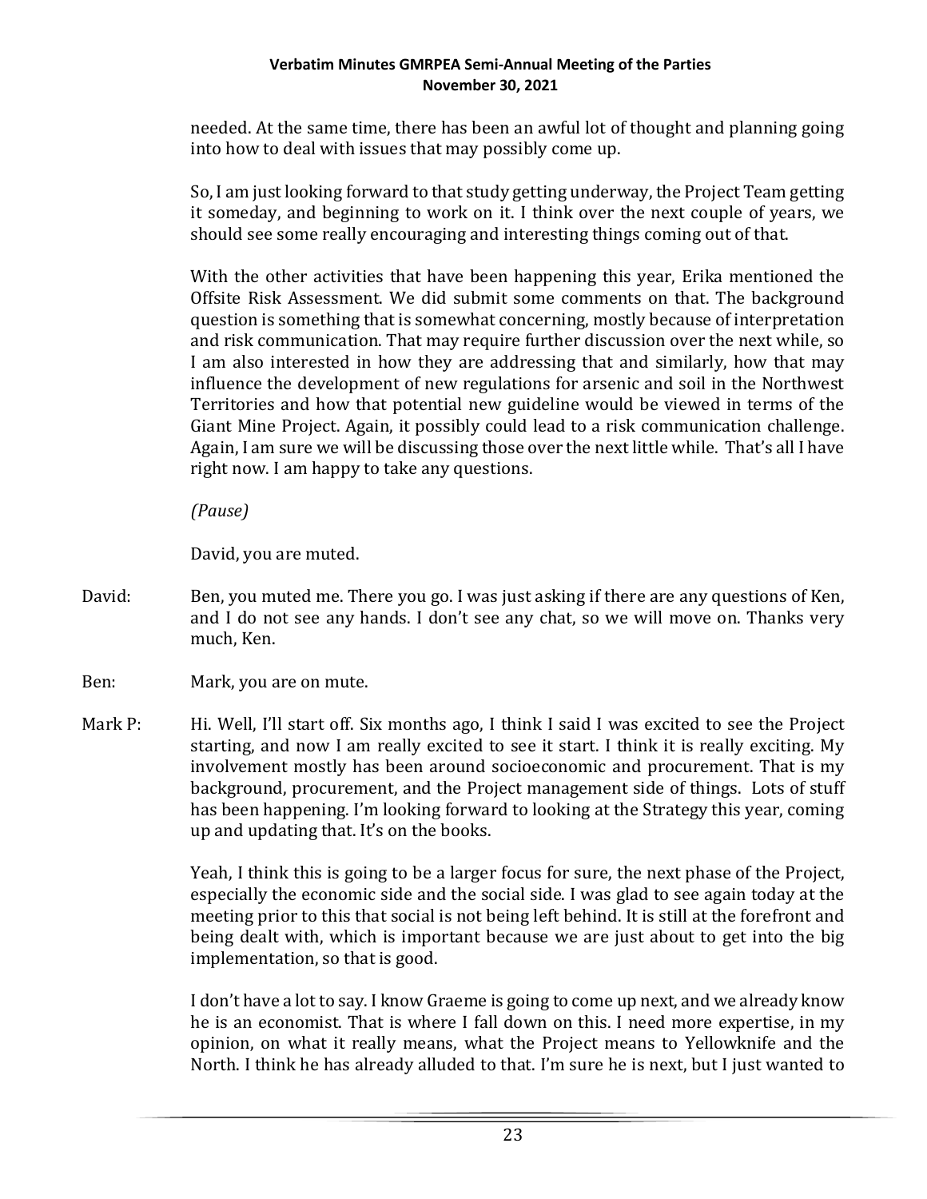needed. At the same time, there has been an awful lot of thought and planning going into how to deal with issues that may possibly come up.

So, I am just looking forward to that study getting underway, the Project Team getting it someday, and beginning to work on it. I think over the next couple of years, we should see some really encouraging and interesting things coming out of that.

With the other activities that have been happening this year, Erika mentioned the Offsite Risk Assessment. We did submit some comments on that. The background question is something that is somewhat concerning, mostly because of interpretation and risk communication. That may require further discussion over the next while, so I am also interested in how they are addressing that and similarly, how that may influence the development of new regulations for arsenic and soil in the Northwest Territories and how that potential new guideline would be viewed in terms of the Giant Mine Project. Again, it possibly could lead to a risk communication challenge. Again, I am sure we will be discussing those over the next little while. That's all I have right now. I am happy to take any questions.

*(Pause)*

David, you are muted.

David: Ben, you muted me. There you go. I was just asking if there are any questions of Ken, and I do not see any hands. I don't see any chat, so we will move on. Thanks very much, Ken.

Ben: Mark, you are on mute.

Mark P: Hi. Well, I'll start off. Six months ago, I think I said I was excited to see the Project starting, and now I am really excited to see it start. I think it is really exciting. My involvement mostly has been around socioeconomic and procurement. That is my background, procurement, and the Project management side of things. Lots of stuff has been happening. I'm looking forward to looking at the Strategy this year, coming up and updating that. It's on the books.

Yeah, I think this is going to be a larger focus for sure, the next phase of the Project, especially the economic side and the social side. I was glad to see again today at the meeting prior to this that social is not being left behind. It is still at the forefront and being dealt with, which is important because we are just about to get into the big implementation, so that is good.

I don't have a lot to say. I know Graeme is going to come up next, and we already know he is an economist. That is where I fall down on this. I need more expertise, in my opinion, on what it really means, what the Project means to Yellowknife and the North. I think he has already alluded to that. I'm sure he is next, but I just wanted to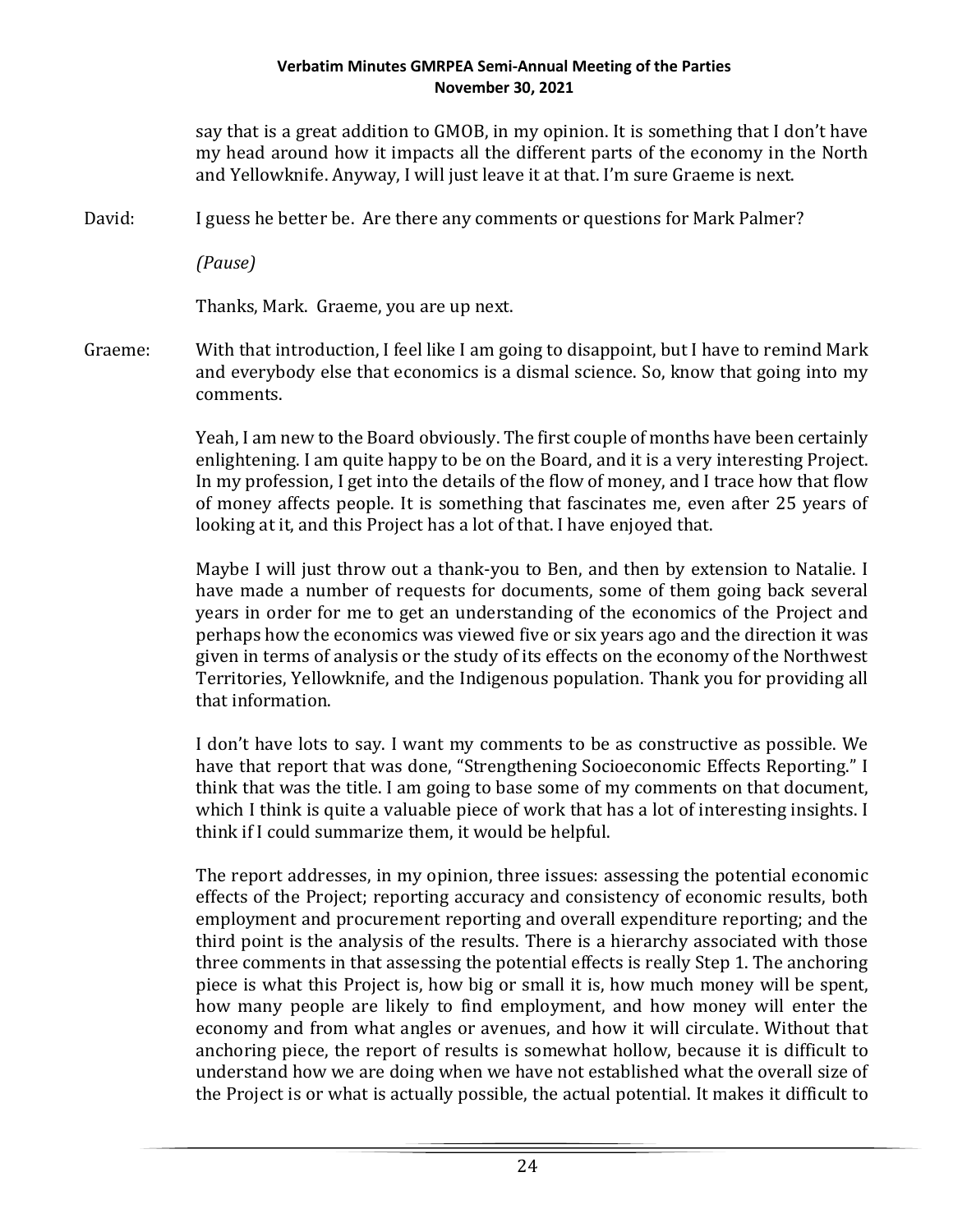say that is a great addition to GMOB, in my opinion. It is something that I don't have my head around how it impacts all the different parts of the economy in the North and Yellowknife. Anyway, I will just leave it at that. I'm sure Graeme is next.

David: I guess he better be. Are there any comments or questions for Mark Palmer?

*(Pause)*

Thanks, Mark. Graeme, you are up next.

Graeme: With that introduction, I feel like I am going to disappoint, but I have to remind Mark and everybody else that economics is a dismal science. So, know that going into my comments.

Yeah, I am new to the Board obviously. The first couple of months have been certainly enlightening. I am quite happy to be on the Board, and it is a very interesting Project. In my profession, I get into the details of the flow of money, and I trace how that flow of money affects people. It is something that fascinates me, even after 25 years of looking at it, and this Project has a lot of that. I have enjoyed that.

Maybe I will just throw out a thank-you to Ben, and then by extension to Natalie. I have made a number of requests for documents, some of them going back several years in order for me to get an understanding of the economics of the Project and perhaps how the economics was viewed five or six years ago and the direction it was given in terms of analysis or the study of its effects on the economy of the Northwest Territories, Yellowknife, and the Indigenous population. Thank you for providing all that information.

I don't have lots to say. I want my comments to be as constructive as possible. We have that report that was done, "Strengthening Socioeconomic Effects Reporting." I think that was the title. I am going to base some of my comments on that document, which I think is quite a valuable piece of work that has a lot of interesting insights. I think if I could summarize them, it would be helpful.

The report addresses, in my opinion, three issues: assessing the potential economic effects of the Project; reporting accuracy and consistency of economic results, both employment and procurement reporting and overall expenditure reporting; and the third point is the analysis of the results. There is a hierarchy associated with those three comments in that assessing the potential effects is really Step 1. The anchoring piece is what this Project is, how big or small it is, how much money will be spent, how many people are likely to find employment, and how money will enter the economy and from what angles or avenues, and how it will circulate. Without that anchoring piece, the report of results is somewhat hollow, because it is difficult to understand how we are doing when we have not established what the overall size of the Project is or what is actually possible, the actual potential. It makes it difficult to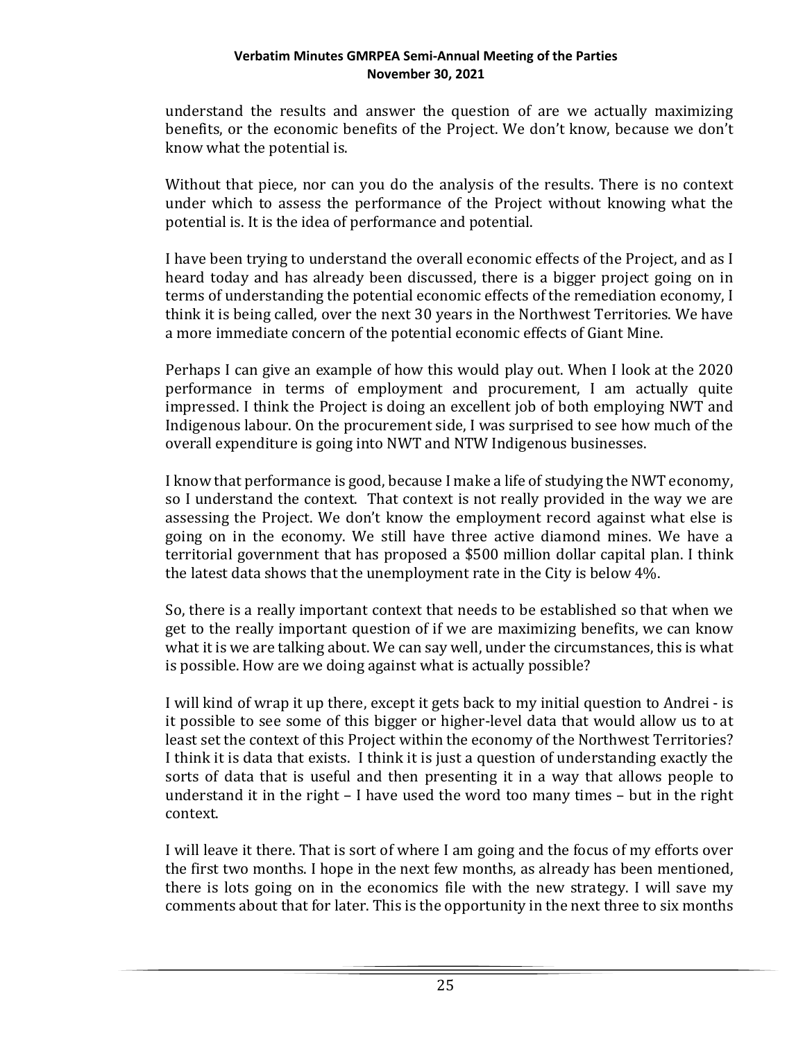understand the results and answer the question of are we actually maximizing benefits, or the economic benefits of the Project. We don't know, because we don't know what the potential is.

Without that piece, nor can you do the analysis of the results. There is no context under which to assess the performance of the Project without knowing what the potential is. It is the idea of performance and potential.

I have been trying to understand the overall economic effects of the Project, and as I heard today and has already been discussed, there is a bigger project going on in terms of understanding the potential economic effects of the remediation economy, I think it is being called, over the next 30 years in the Northwest Territories. We have a more immediate concern of the potential economic effects of Giant Mine.

Perhaps I can give an example of how this would play out. When I look at the 2020 performance in terms of employment and procurement, I am actually quite impressed. I think the Project is doing an excellent job of both employing NWT and Indigenous labour. On the procurement side, I was surprised to see how much of the overall expenditure is going into NWT and NTW Indigenous businesses.

I know that performance is good, because I make a life of studying the NWT economy, so I understand the context. That context is not really provided in the way we are assessing the Project. We don't know the employment record against what else is going on in the economy. We still have three active diamond mines. We have a territorial government that has proposed a $500 million dollar capital plan. I think the latest data shows that the unemployment rate in the City is below 4%.

So, there is a really important context that needs to be established so that when we get to the really important question of if we are maximizing benefits, we can know what it is we are talking about. We can say well, under the circumstances, this is what is possible. How are we doing against what is actually possible?

I will kind of wrap it up there, except it gets back to my initial question to Andrei - is it possible to see some of this bigger or higher-level data that would allow us to at least set the context of this Project within the economy of the Northwest Territories? I think it is data that exists. I think it is just a question of understanding exactly the sorts of data that is useful and then presenting it in a way that allows people to understand it in the right – I have used the word too many times – but in the right context.

I will leave it there. That is sort of where I am going and the focus of my efforts over the first two months. I hope in the next few months, as already has been mentioned, there is lots going on in the economics file with the new strategy. I will save my comments about that for later. This is the opportunity in the next three to six months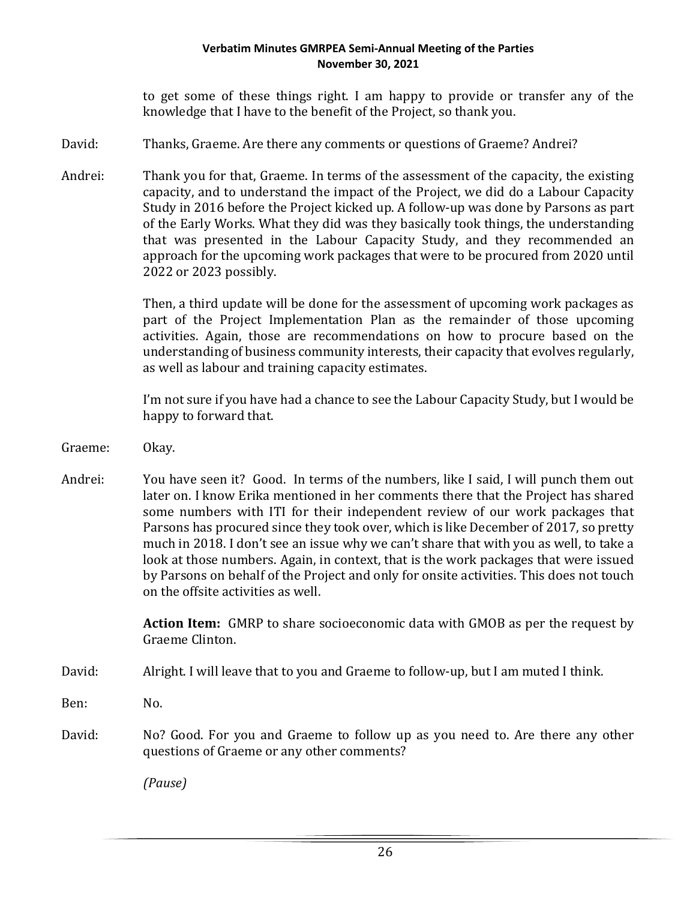to get some of these things right. I am happy to provide or transfer any of the knowledge that I have to the benefit of the Project, so thank you.

David: Thanks, Graeme. Are there any comments or questions of Graeme? Andrei?

Andrei: Thank you for that, Graeme. In terms of the assessment of the capacity, the existing capacity, and to understand the impact of the Project, we did do a Labour Capacity Study in 2016 before the Project kicked up. A follow-up was done by Parsons as part of the Early Works. What they did was they basically took things, the understanding that was presented in the Labour Capacity Study, and they recommended an approach for the upcoming work packages that were to be procured from 2020 until 2022 or 2023 possibly.

Then, a third update will be done for the assessment of upcoming work packages as part of the Project Implementation Plan as the remainder of those upcoming activities. Again, those are recommendations on how to procure based on the understanding of business community interests, their capacity that evolves regularly, as well as labour and training capacity estimates.

I'm not sure if you have had a chance to see the Labour Capacity Study, but I would be happy to forward that.

Graeme: Okay.

Andrei: You have seen it? Good. In terms of the numbers, like I said, I will punch them out later on. I know Erika mentioned in her comments there that the Project has shared some numbers with ITI for their independent review of our work packages that Parsons has procured since they took over, which is like December of 2017, so pretty much in 2018. I don't see an issue why we can't share that with you as well, to take a look at those numbers. Again, in context, that is the work packages that were issued by Parsons on behalf of the Project and only for onsite activities. This does not touch on the offsite activities as well.

**Action Item:** GMRP to share socioeconomic data with GMOB as per the request by Graeme Clinton.

David: Alright. I will leave that to you and Graeme to follow-up, but I am muted I think.

Ben: No.

David: No? Good. For you and Graeme to follow up as you need to. Are there any other questions of Graeme or any other comments?

*(Pause)*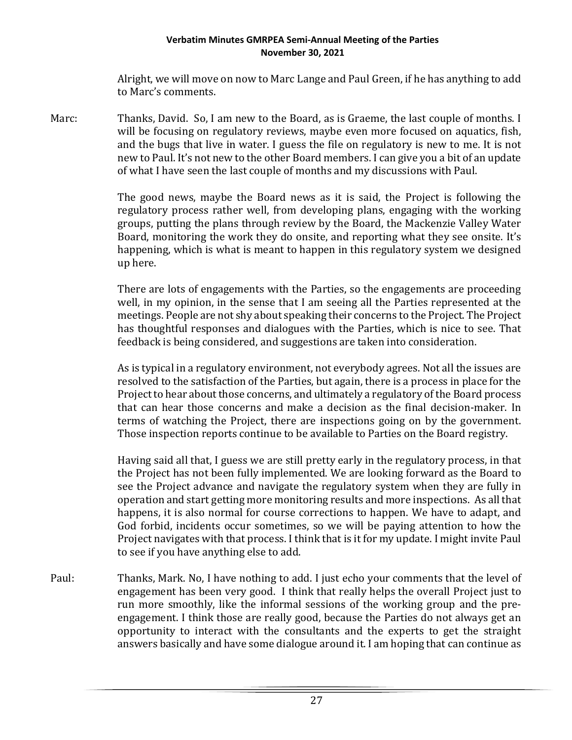Alright, we will move on now to Marc Lange and Paul Green, if he has anything to add to Marc's comments.

Marc: Thanks, David. So, I am new to the Board, as is Graeme, the last couple of months. I will be focusing on regulatory reviews, maybe even more focused on aquatics, fish, and the bugs that live in water. I guess the file on regulatory is new to me. It is not new to Paul. It's not new to the other Board members. I can give you a bit of an update of what I have seen the last couple of months and my discussions with Paul.

The good news, maybe the Board news as it is said, the Project is following the regulatory process rather well, from developing plans, engaging with the working groups, putting the plans through review by the Board, the Mackenzie Valley Water Board, monitoring the work they do onsite, and reporting what they see onsite. It's happening, which is what is meant to happen in this regulatory system we designed up here.

There are lots of engagements with the Parties, so the engagements are proceeding well, in my opinion, in the sense that I am seeing all the Parties represented at the meetings. People are not shy about speaking their concerns to the Project. The Project has thoughtful responses and dialogues with the Parties, which is nice to see. That feedback is being considered, and suggestions are taken into consideration.

As is typical in a regulatory environment, not everybody agrees. Not all the issues are resolved to the satisfaction of the Parties, but again, there is a process in place for the Project to hear about those concerns, and ultimately a regulatory of the Board process that can hear those concerns and make a decision as the final decision-maker. In terms of watching the Project, there are inspections going on by the government. Those inspection reports continue to be available to Parties on the Board registry.

Having said all that, I guess we are still pretty early in the regulatory process, in that the Project has not been fully implemented. We are looking forward as the Board to see the Project advance and navigate the regulatory system when they are fully in operation and start getting more monitoring results and more inspections. As all that happens, it is also normal for course corrections to happen. We have to adapt, and God forbid, incidents occur sometimes, so we will be paying attention to how the Project navigates with that process. I think that is it for my update. I might invite Paul to see if you have anything else to add.

Paul: Thanks, Mark. No, I have nothing to add. I just echo your comments that the level of engagement has been very good. I think that really helps the overall Project just to run more smoothly, like the informal sessions of the working group and the pre-engagement. I think those are really good, because the Parties do not always get an opportunity to interact with the consultants and the experts to get the straight answers basically and have some dialogue around it. I am hoping that can continue as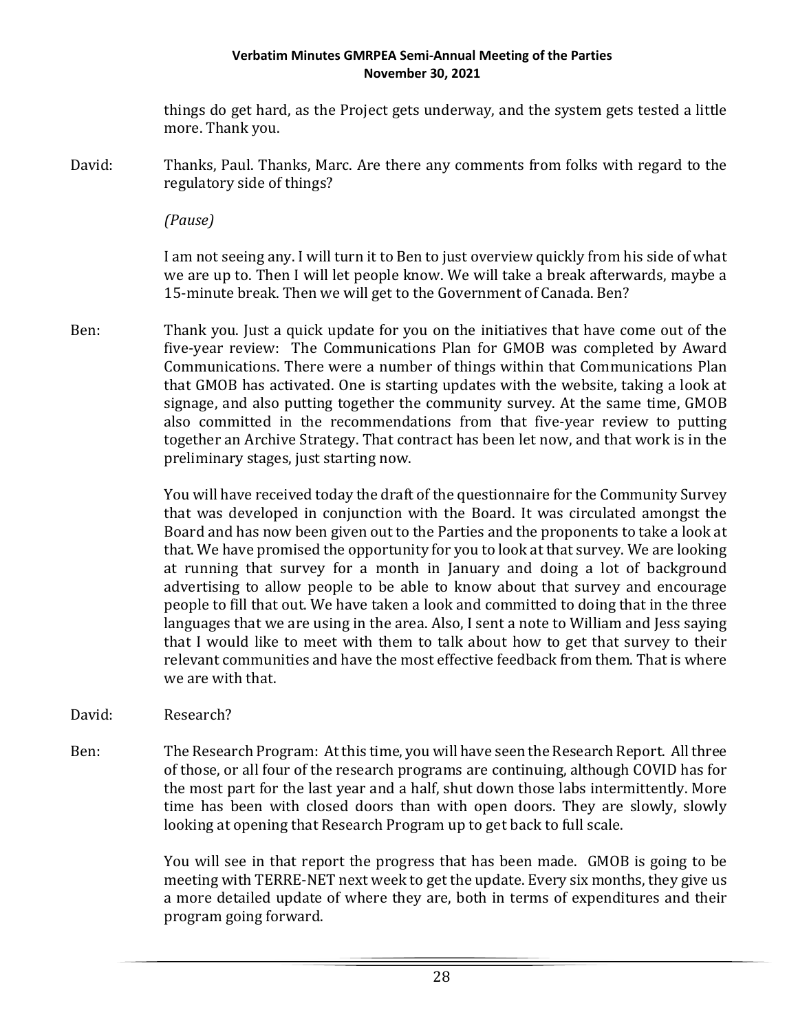things do get hard, as the Project gets underway, and the system gets tested a little more. Thank you.

David: Thanks, Paul. Thanks, Marc. Are there any comments from folks with regard to the regulatory side of things?

*(Pause)*

I am not seeing any. I will turn it to Ben to just overview quickly from his side of what we are up to. Then I will let people know. We will take a break afterwards, maybe a 15-minute break. Then we will get to the Government of Canada. Ben?

Ben: Thank you. Just a quick update for you on the initiatives that have come out of the five-year review: The Communications Plan for GMOB was completed by Award Communications. There were a number of things within that Communications Plan that GMOB has activated. One is starting updates with the website, taking a look at signage, and also putting together the community survey. At the same time, GMOB also committed in the recommendations from that five-year review to putting together an Archive Strategy. That contract has been let now, and that work is in the preliminary stages, just starting now.

You will have received today the draft of the questionnaire for the Community Survey that was developed in conjunction with the Board. It was circulated amongst the Board and has now been given out to the Parties and the proponents to take a look at that. We have promised the opportunity for you to look at that survey. We are looking at running that survey for a month in January and doing a lot of background advertising to allow people to be able to know about that survey and encourage people to fill that out. We have taken a look and committed to doing that in the three languages that we are using in the area. Also, I sent a note to William and Jess saying that I would like to meet with them to talk about how to get that survey to their relevant communities and have the most effective feedback from them. That is where we are with that.

David: Research?

Ben: The Research Program: At this time, you will have seen the Research Report. All three of those, or all four of the research programs are continuing, although COVID has for the most part for the last year and a half, shut down those labs intermittently. More time has been with closed doors than with open doors. They are slowly, slowly looking at opening that Research Program up to get back to full scale.

You will see in that report the progress that has been made. GMOB is going to be meeting with TERRE-NET next week to get the update. Every six months, they give us a more detailed update of where they are, both in terms of expenditures and their program going forward.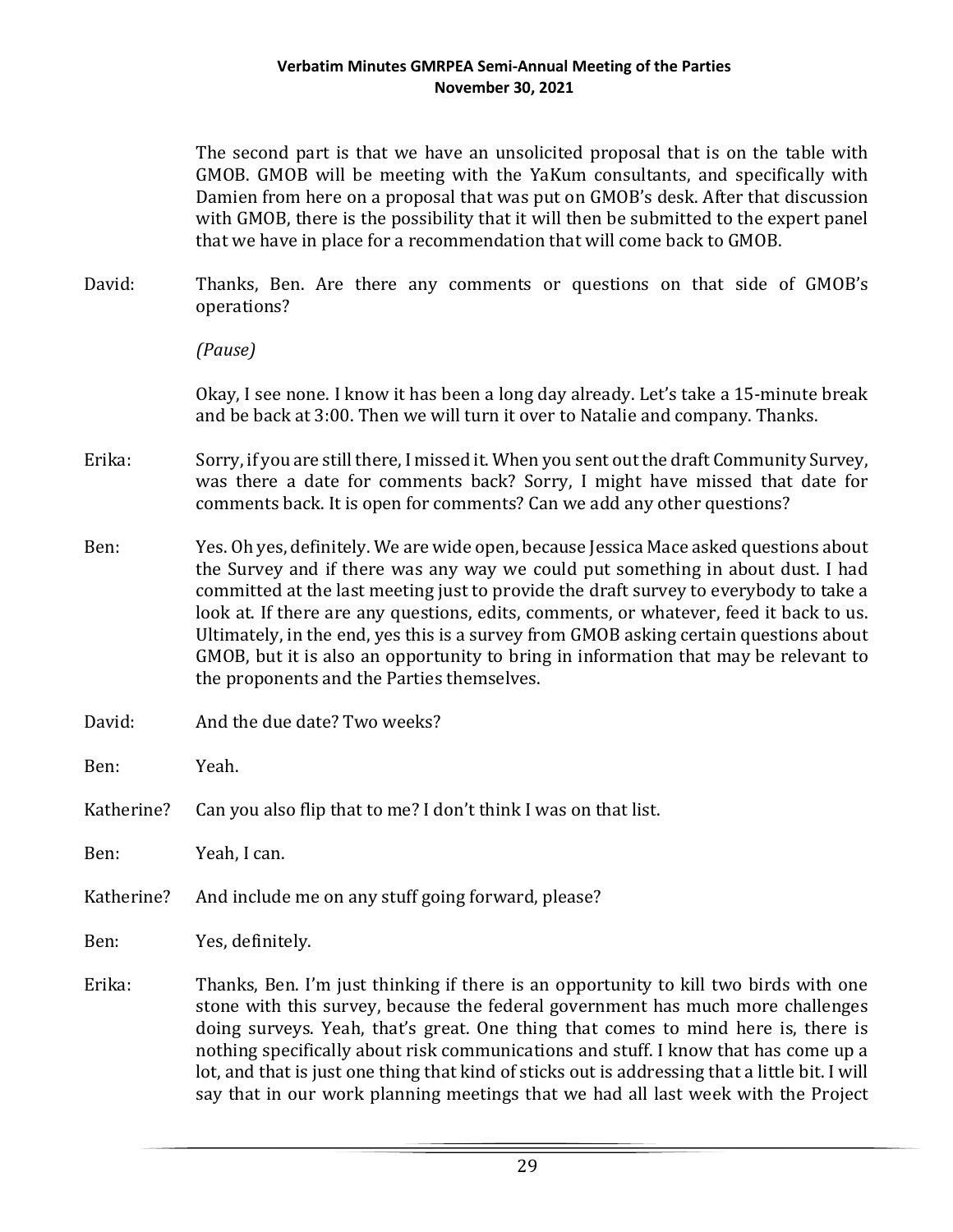The second part is that we have an unsolicited proposal that is on the table with GMOB. GMOB will be meeting with the YaKum consultants, and specifically with Damien from here on a proposal that was put on GMOB's desk. After that discussion with GMOB, there is the possibility that it will then be submitted to the expert panel that we have in place for a recommendation that will come back to GMOB.

David: Thanks, Ben. Are there any comments or questions on that side of GMOB's operations?

*(Pause)*

Okay, I see none. I know it has been a long day already. Let's take a 15-minute break and be back at 3:00. Then we will turn it over to Natalie and company. Thanks.

Erika: Sorry, if you are still there, I missed it. When you sent out the draft Community Survey, was there a date for comments back? Sorry, I might have missed that date for comments back. It is open for comments? Can we add any other questions?

Ben: Yes. Oh yes, definitely. We are wide open, because Jessica Mace asked questions about the Survey and if there was any way we could put something in about dust. I had committed at the last meeting just to provide the draft survey to everybody to take a look at. If there are any questions, edits, comments, or whatever, feed it back to us. Ultimately, in the end, yes this is a survey from GMOB asking certain questions about GMOB, but it is also an opportunity to bring in information that may be relevant to the proponents and the Parties themselves.

David: And the due date? Two weeks?

Ben: Yeah.

Katherine? Can you also flip that to me? I don't think I was on that list.

Ben: Yeah, I can.

Katherine? And include me on any stuff going forward, please?

Ben: Yes, definitely.

Erika: Thanks, Ben. I'm just thinking if there is an opportunity to kill two birds with one stone with this survey, because the federal government has much more challenges doing surveys. Yeah, that's great. One thing that comes to mind here is, there is nothing specifically about risk communications and stuff. I know that has come up a lot, and that is just one thing that kind of sticks out is addressing that a little bit. I will say that in our work planning meetings that we had all last week with the Project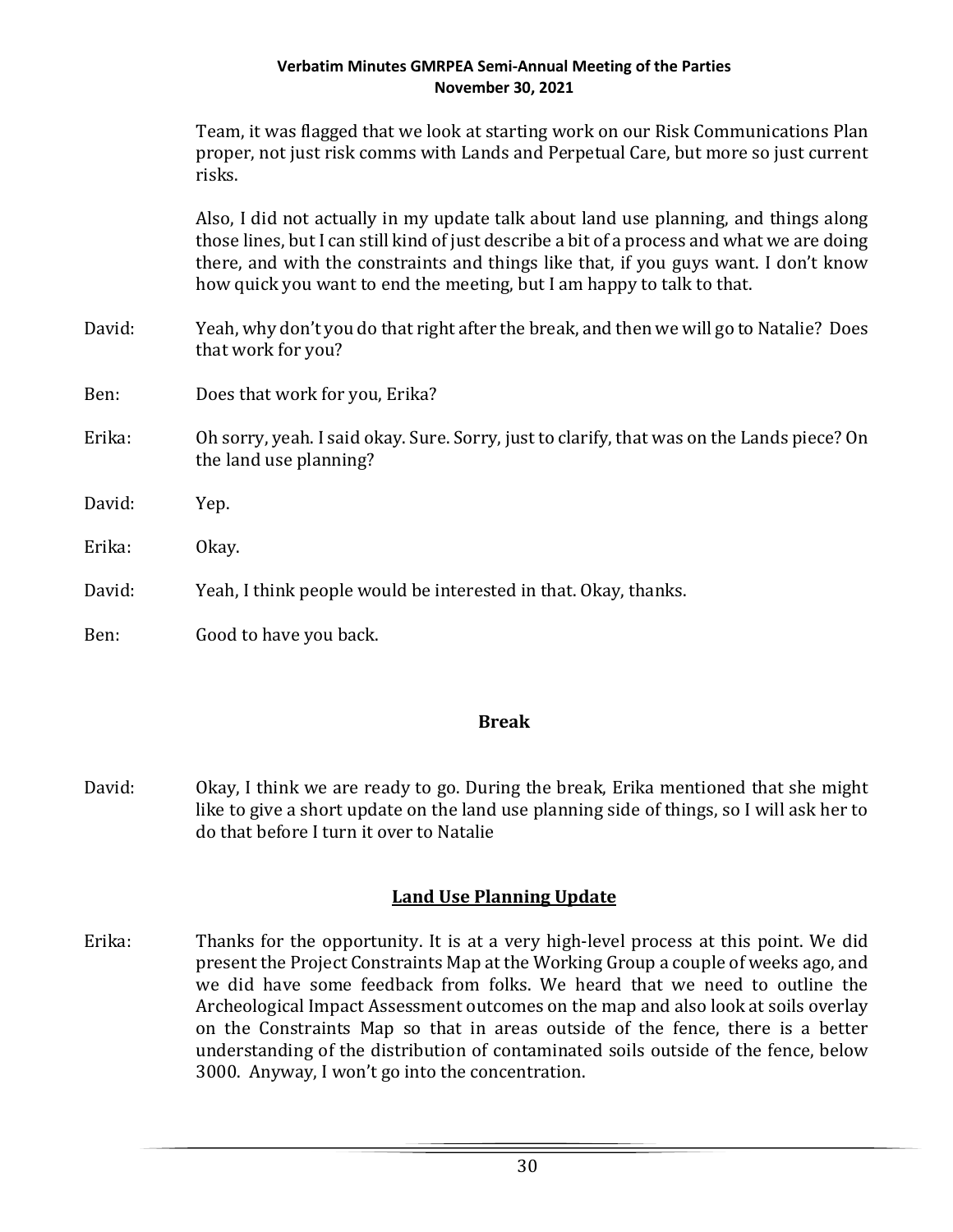Team, it was flagged that we look at starting work on our Risk Communications Plan proper, not just risk comms with Lands and Perpetual Care, but more so just current risks.

Also, I did not actually in my update talk about land use planning, and things along those lines, but I can still kind of just describe a bit of a process and what we are doing there, and with the constraints and things like that, if you guys want. I don't know how quick you want to end the meeting, but I am happy to talk to that.

David: Yeah, why don't you do that right after the break, and then we will go to Natalie? Does that work for you?

Ben: Does that work for you, Erika?

Erika: Oh sorry, yeah. I said okay. Sure. Sorry, just to clarify, that was on the Lands piece? On the land use planning?

David: Yep.

Erika: Okay.

David: Yeah, I think people would be interested in that. Okay, thanks.

Ben: Good to have you back.

**Break**

David: Okay, I think we are ready to go. During the break, Erika mentioned that she might like to give a short update on the land use planning side of things, so I will ask her to do that before I turn it over to Natalie

## Land Use Planning Update

Erika: Thanks for the opportunity. It is at a very high-level process at this point. We did present the Project Constraints Map at the Working Group a couple of weeks ago, and we did have some feedback from folks. We heard that we need to outline the Archeological Impact Assessment outcomes on the map and also look at soils overlay on the Constraints Map so that in areas outside of the fence, there is a better understanding of the distribution of contaminated soils outside of the fence, below 3000. Anyway, I won't go into the concentration.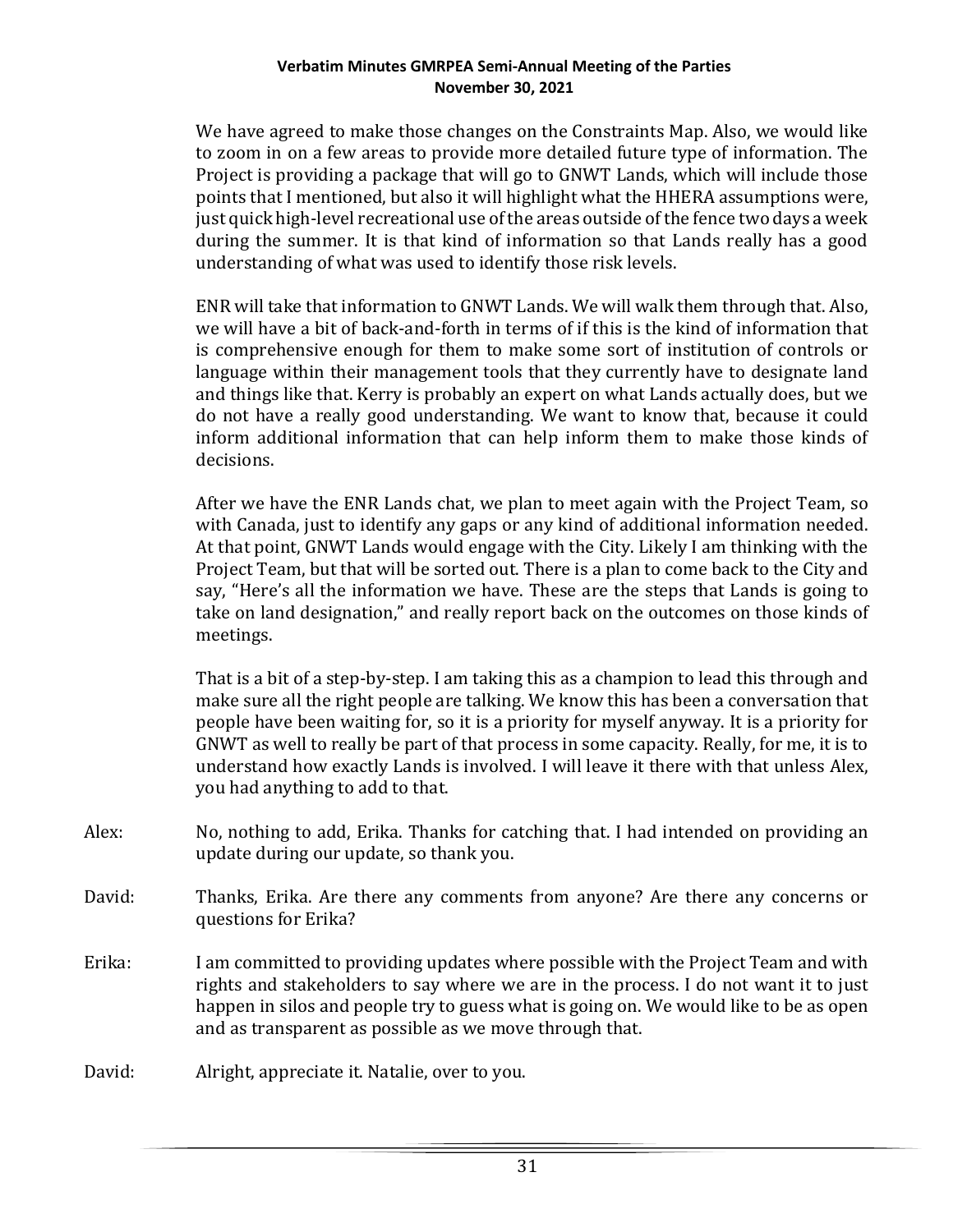We have agreed to make those changes on the Constraints Map. Also, we would like to zoom in on a few areas to provide more detailed future type of information. The Project is providing a package that will go to GNWT Lands, which will include those points that I mentioned, but also it will highlight what the HHERA assumptions were, just quick high-level recreational use of the areas outside of the fence two days a week during the summer. It is that kind of information so that Lands really has a good understanding of what was used to identify those risk levels.

ENR will take that information to GNWT Lands. We will walk them through that. Also, we will have a bit of back-and-forth in terms of if this is the kind of information that is comprehensive enough for them to make some sort of institution of controls or language within their management tools that they currently have to designate land and things like that. Kerry is probably an expert on what Lands actually does, but we do not have a really good understanding. We want to know that, because it could inform additional information that can help inform them to make those kinds of decisions.

After we have the ENR Lands chat, we plan to meet again with the Project Team, so with Canada, just to identify any gaps or any kind of additional information needed. At that point, GNWT Lands would engage with the City. Likely I am thinking with the Project Team, but that will be sorted out. There is a plan to come back to the City and say, "Here's all the information we have. These are the steps that Lands is going to take on land designation," and really report back on the outcomes on those kinds of meetings.

That is a bit of a step-by-step. I am taking this as a champion to lead this through and make sure all the right people are talking. We know this has been a conversation that people have been waiting for, so it is a priority for myself anyway. It is a priority for GNWT as well to really be part of that process in some capacity. Really, for me, it is to understand how exactly Lands is involved. I will leave it there with that unless Alex, you had anything to add to that.

Alex: No, nothing to add, Erika. Thanks for catching that. I had intended on providing an update during our update, so thank you.

David: Thanks, Erika. Are there any comments from anyone? Are there any concerns or questions for Erika?

Erika: I am committed to providing updates where possible with the Project Team and with rights and stakeholders to say where we are in the process. I do not want it to just happen in silos and people try to guess what is going on. We would like to be as open and as transparent as possible as we move through that.

David: Alright, appreciate it. Natalie, over to you.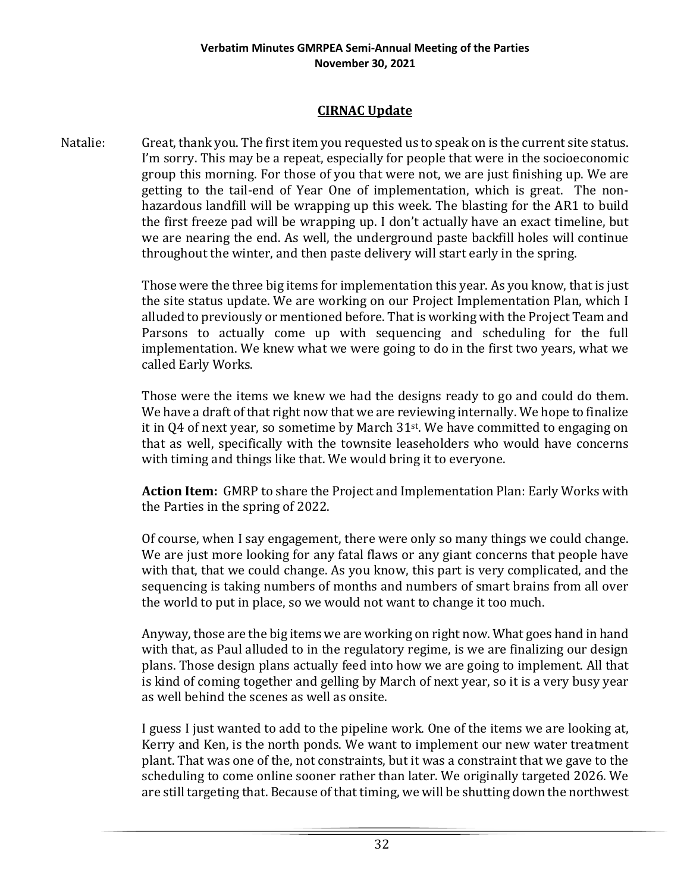## CIRNAC Update

Natalie: Great, thank you. The first item you requested us to speak on is the current site status. I'm sorry. This may be a repeat, especially for people that were in the socioeconomic group this morning. For those of you that were not, we are just finishing up. We are getting to the tail-end of Year One of implementation, which is great. The non-hazardous landfill will be wrapping up this week. The blasting for the AR1 to build the first freeze pad will be wrapping up. I don't actually have an exact timeline, but we are nearing the end. As well, the underground paste backfill holes will continue throughout the winter, and then paste delivery will start early in the spring.

Those were the three big items for implementation this year. As you know, that is just the site status update. We are working on our Project Implementation Plan, which I alluded to previously or mentioned before. That is working with the Project Team and Parsons to actually come up with sequencing and scheduling for the full implementation. We knew what we were going to do in the first two years, what we called Early Works.

Those were the items we knew we had the designs ready to go and could do them. We have a draft of that right now that we are reviewing internally. We hope to finalize it in Q4 of next year, so sometime by March 31st. We have committed to engaging on that as well, specifically with the townsite leaseholders who would have concerns with timing and things like that. We would bring it to everyone.

**Action Item:** GMRP to share the Project and Implementation Plan: Early Works with the Parties in the spring of 2022.

Of course, when I say engagement, there were only so many things we could change. We are just more looking for any fatal flaws or any giant concerns that people have with that, that we could change. As you know, this part is very complicated, and the sequencing is taking numbers of months and numbers of smart brains from all over the world to put in place, so we would not want to change it too much.

Anyway, those are the big items we are working on right now. What goes hand in hand with that, as Paul alluded to in the regulatory regime, is we are finalizing our design plans. Those design plans actually feed into how we are going to implement. All that is kind of coming together and gelling by March of next year, so it is a very busy year as well behind the scenes as well as onsite.

I guess I just wanted to add to the pipeline work. One of the items we are looking at, Kerry and Ken, is the north ponds. We want to implement our new water treatment plant. That was one of the, not constraints, but it was a constraint that we gave to the scheduling to come online sooner rather than later. We originally targeted 2026. We are still targeting that. Because of that timing, we will be shutting down the northwest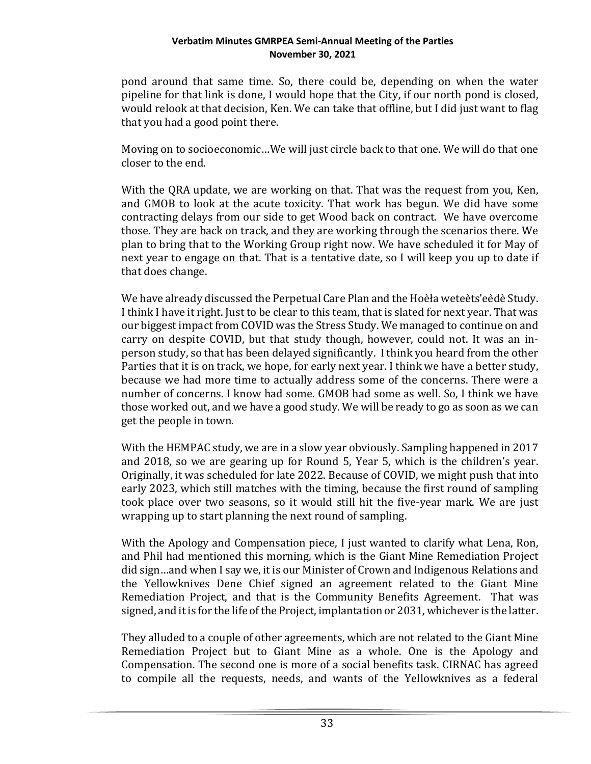pond around that same time. So, there could be, depending on when the water pipeline for that link is done, I would hope that the City, if our north pond is closed, would relook at that decision, Ken. We can take that offline, but I did just want to flag that you had a good point there.

Moving on to socioeconomic…We will just circle back to that one. We will do that one closer to the end.

With the QRA update, we are working on that. That was the request from you, Ken, and GMOB to look at the acute toxicity. That work has begun. We did have some contracting delays from our side to get Wood back on contract. We have overcome those. They are back on track, and they are working through the scenarios there. We plan to bring that to the Working Group right now. We have scheduled it for May of next year to engage on that. That is a tentative date, so I will keep you up to date if that does change.

We have already discussed the Perpetual Care Plan and the Hoèła weteèts'eèdè Study. I think I have it right. Just to be clear to this team, that is slated for next year. That was our biggest impact from COVID was the Stress Study. We managed to continue on and carry on despite COVID, but that study though, however, could not. It was an in-person study, so that has been delayed significantly. I think you heard from the other Parties that it is on track, we hope, for early next year. I think we have a better study, because we had more time to actually address some of the concerns. There were a number of concerns. I know had some. GMOB had some as well. So, I think we have those worked out, and we have a good study. We will be ready to go as soon as we can get the people in town.

With the HEMPAC study, we are in a slow year obviously. Sampling happened in 2017 and 2018, so we are gearing up for Round 5, Year 5, which is the children's year. Originally, it was scheduled for late 2022. Because of COVID, we might push that into early 2023, which still matches with the timing, because the first round of sampling took place over two seasons, so it would still hit the five-year mark. We are just wrapping up to start planning the next round of sampling.

With the Apology and Compensation piece, I just wanted to clarify what Lena, Ron, and Phil had mentioned this morning, which is the Giant Mine Remediation Project did sign…and when I say we, it is our Minister of Crown and Indigenous Relations and the Yellowknives Dene Chief signed an agreement related to the Giant Mine Remediation Project, and that is the Community Benefits Agreement. That was signed, and it is for the life of the Project, implantation or 2031, whichever is the latter.

They alluded to a couple of other agreements, which are not related to the Giant Mine Remediation Project but to Giant Mine as a whole. One is the Apology and Compensation. The second one is more of a social benefits task. CIRNAC has agreed to compile all the requests, needs, and wants of the Yellowknives as a federal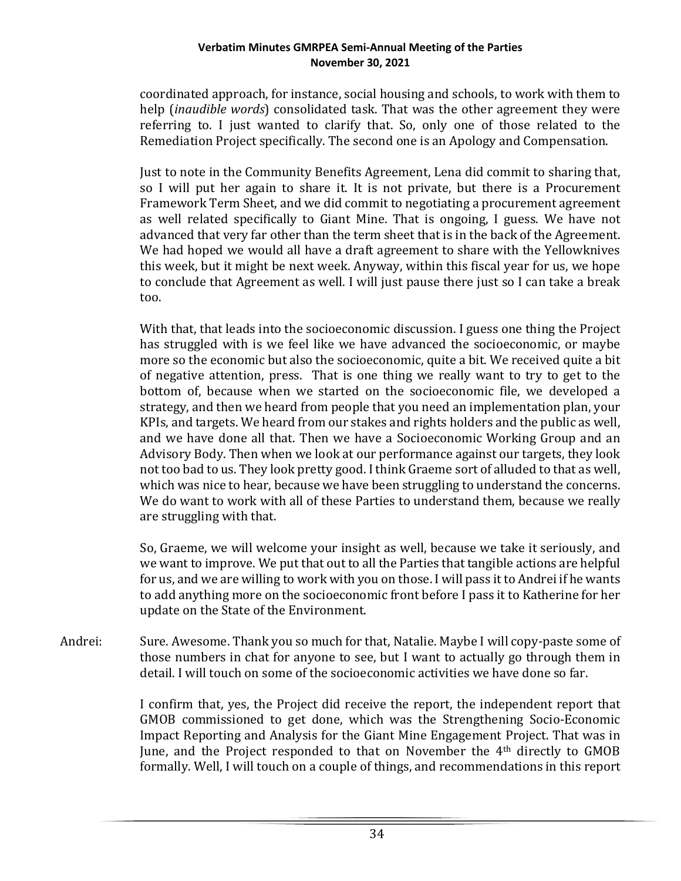coordinated approach, for instance, social housing and schools, to work with them to help (*inaudible words*) consolidated task. That was the other agreement they were referring to. I just wanted to clarify that. So, only one of those related to the Remediation Project specifically. The second one is an Apology and Compensation.

Just to note in the Community Benefits Agreement, Lena did commit to sharing that, so I will put her again to share it. It is not private, but there is a Procurement Framework Term Sheet, and we did commit to negotiating a procurement agreement as well related specifically to Giant Mine. That is ongoing, I guess. We have not advanced that very far other than the term sheet that is in the back of the Agreement. We had hoped we would all have a draft agreement to share with the Yellowknives this week, but it might be next week. Anyway, within this fiscal year for us, we hope to conclude that Agreement as well. I will just pause there just so I can take a break too.

With that, that leads into the socioeconomic discussion. I guess one thing the Project has struggled with is we feel like we have advanced the socioeconomic, or maybe more so the economic but also the socioeconomic, quite a bit. We received quite a bit of negative attention, press. That is one thing we really want to try to get to the bottom of, because when we started on the socioeconomic file, we developed a strategy, and then we heard from people that you need an implementation plan, your KPIs, and targets. We heard from our stakes and rights holders and the public as well, and we have done all that. Then we have a Socioeconomic Working Group and an Advisory Body. Then when we look at our performance against our targets, they look not too bad to us. They look pretty good. I think Graeme sort of alluded to that as well, which was nice to hear, because we have been struggling to understand the concerns. We do want to work with all of these Parties to understand them, because we really are struggling with that.

So, Graeme, we will welcome your insight as well, because we take it seriously, and we want to improve. We put that out to all the Parties that tangible actions are helpful for us, and we are willing to work with you on those. I will pass it to Andrei if he wants to add anything more on the socioeconomic front before I pass it to Katherine for her update on the State of the Environment.

Andrei: Sure. Awesome. Thank you so much for that, Natalie. Maybe I will copy-paste some of those numbers in chat for anyone to see, but I want to actually go through them in detail. I will touch on some of the socioeconomic activities we have done so far.

I confirm that, yes, the Project did receive the report, the independent report that GMOB commissioned to get done, which was the Strengthening Socio-Economic Impact Reporting and Analysis for the Giant Mine Engagement Project. That was in June, and the Project responded to that on November the 4th directly to GMOB formally. Well, I will touch on a couple of things, and recommendations in this report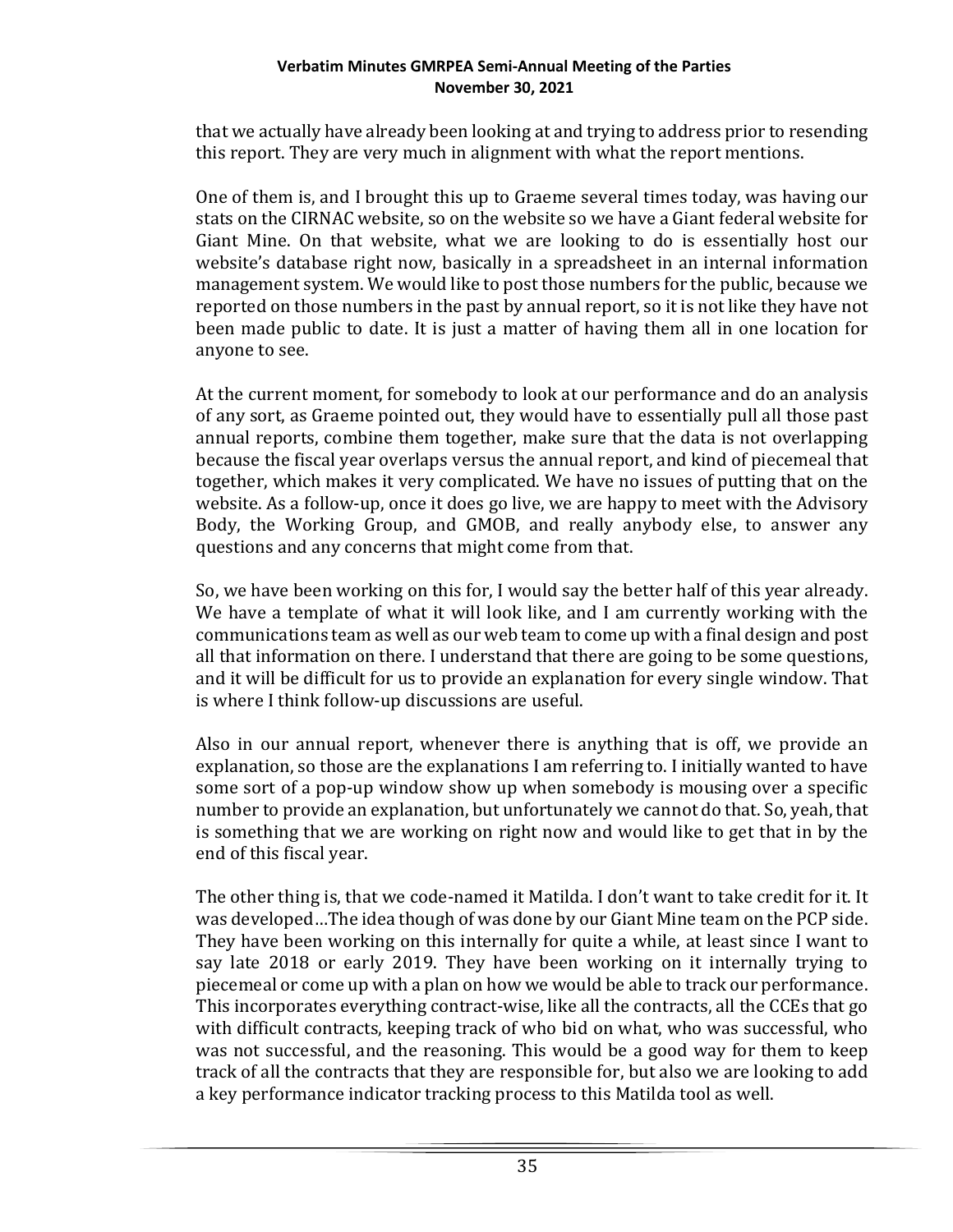that we actually have already been looking at and trying to address prior to resending this report. They are very much in alignment with what the report mentions.

One of them is, and I brought this up to Graeme several times today, was having our stats on the CIRNAC website, so on the website so we have a Giant federal website for Giant Mine. On that website, what we are looking to do is essentially host our website's database right now, basically in a spreadsheet in an internal information management system. We would like to post those numbers for the public, because we reported on those numbers in the past by annual report, so it is not like they have not been made public to date. It is just a matter of having them all in one location for anyone to see.

At the current moment, for somebody to look at our performance and do an analysis of any sort, as Graeme pointed out, they would have to essentially pull all those past annual reports, combine them together, make sure that the data is not overlapping because the fiscal year overlaps versus the annual report, and kind of piecemeal that together, which makes it very complicated. We have no issues of putting that on the website. As a follow-up, once it does go live, we are happy to meet with the Advisory Body, the Working Group, and GMOB, and really anybody else, to answer any questions and any concerns that might come from that.

So, we have been working on this for, I would say the better half of this year already. We have a template of what it will look like, and I am currently working with the communications team as well as our web team to come up with a final design and post all that information on there. I understand that there are going to be some questions, and it will be difficult for us to provide an explanation for every single window. That is where I think follow-up discussions are useful.

Also in our annual report, whenever there is anything that is off, we provide an explanation, so those are the explanations I am referring to. I initially wanted to have some sort of a pop-up window show up when somebody is mousing over a specific number to provide an explanation, but unfortunately we cannot do that. So, yeah, that is something that we are working on right now and would like to get that in by the end of this fiscal year.

The other thing is, that we code-named it Matilda. I don't want to take credit for it. It was developed…The idea though of was done by our Giant Mine team on the PCP side. They have been working on this internally for quite a while, at least since I want to say late 2018 or early 2019. They have been working on it internally trying to piecemeal or come up with a plan on how we would be able to track our performance. This incorporates everything contract-wise, like all the contracts, all the CCEs that go with difficult contracts, keeping track of who bid on what, who was successful, who was not successful, and the reasoning. This would be a good way for them to keep track of all the contracts that they are responsible for, but also we are looking to add a key performance indicator tracking process to this Matilda tool as well.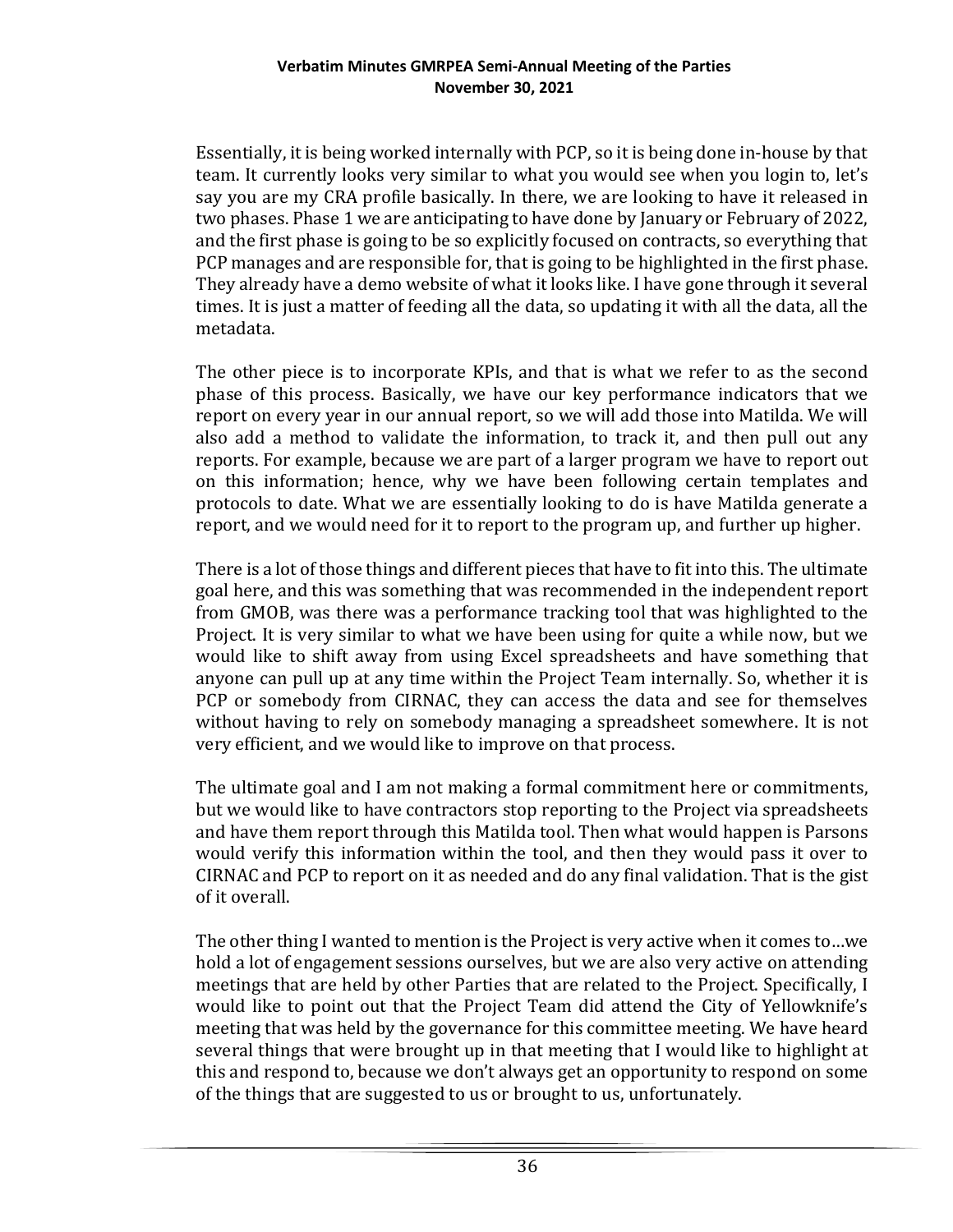Essentially, it is being worked internally with PCP, so it is being done in-house by that team. It currently looks very similar to what you would see when you login to, let's say you are my CRA profile basically. In there, we are looking to have it released in two phases. Phase 1 we are anticipating to have done by January or February of 2022, and the first phase is going to be so explicitly focused on contracts, so everything that PCP manages and are responsible for, that is going to be highlighted in the first phase. They already have a demo website of what it looks like. I have gone through it several times. It is just a matter of feeding all the data, so updating it with all the data, all the metadata.

The other piece is to incorporate KPIs, and that is what we refer to as the second phase of this process. Basically, we have our key performance indicators that we report on every year in our annual report, so we will add those into Matilda. We will also add a method to validate the information, to track it, and then pull out any reports. For example, because we are part of a larger program we have to report out on this information; hence, why we have been following certain templates and protocols to date. What we are essentially looking to do is have Matilda generate a report, and we would need for it to report to the program up, and further up higher.

There is a lot of those things and different pieces that have to fit into this. The ultimate goal here, and this was something that was recommended in the independent report from GMOB, was there was a performance tracking tool that was highlighted to the Project. It is very similar to what we have been using for quite a while now, but we would like to shift away from using Excel spreadsheets and have something that anyone can pull up at any time within the Project Team internally. So, whether it is PCP or somebody from CIRNAC, they can access the data and see for themselves without having to rely on somebody managing a spreadsheet somewhere. It is not very efficient, and we would like to improve on that process.

The ultimate goal and I am not making a formal commitment here or commitments, but we would like to have contractors stop reporting to the Project via spreadsheets and have them report through this Matilda tool. Then what would happen is Parsons would verify this information within the tool, and then they would pass it over to CIRNAC and PCP to report on it as needed and do any final validation. That is the gist of it overall.

The other thing I wanted to mention is the Project is very active when it comes to…we hold a lot of engagement sessions ourselves, but we are also very active on attending meetings that are held by other Parties that are related to the Project. Specifically, I would like to point out that the Project Team did attend the City of Yellowknife's meeting that was held by the governance for this committee meeting. We have heard several things that were brought up in that meeting that I would like to highlight at this and respond to, because we don't always get an opportunity to respond on some of the things that are suggested to us or brought to us, unfortunately.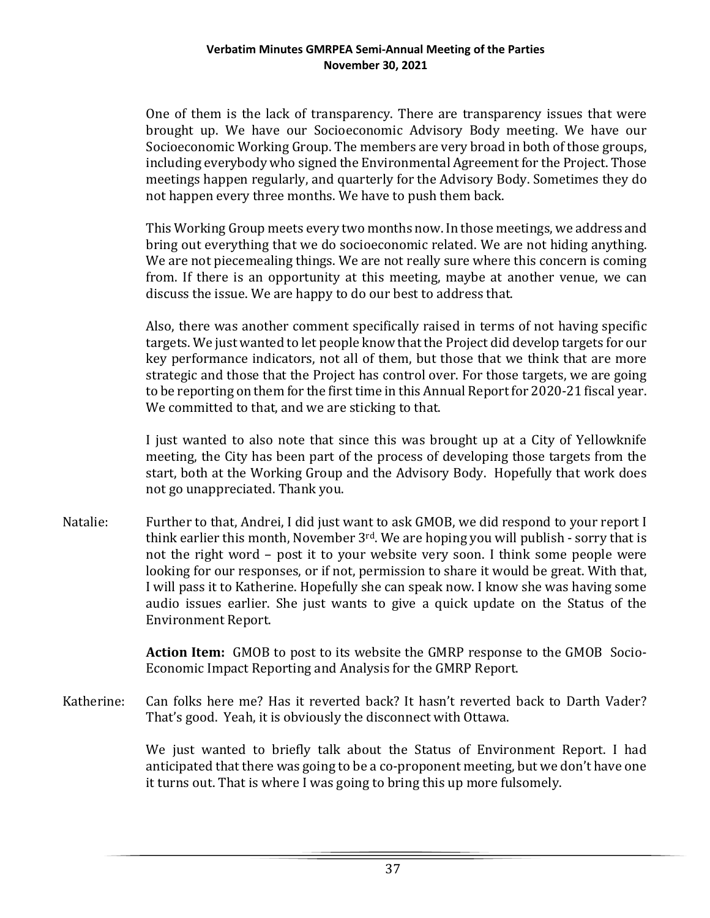One of them is the lack of transparency. There are transparency issues that were brought up. We have our Socioeconomic Advisory Body meeting. We have our Socioeconomic Working Group. The members are very broad in both of those groups, including everybody who signed the Environmental Agreement for the Project. Those meetings happen regularly, and quarterly for the Advisory Body. Sometimes they do not happen every three months. We have to push them back.

This Working Group meets every two months now. In those meetings, we address and bring out everything that we do socioeconomic related. We are not hiding anything. We are not piecemealing things. We are not really sure where this concern is coming from. If there is an opportunity at this meeting, maybe at another venue, we can discuss the issue. We are happy to do our best to address that.

Also, there was another comment specifically raised in terms of not having specific targets. We just wanted to let people know that the Project did develop targets for our key performance indicators, not all of them, but those that we think that are more strategic and those that the Project has control over. For those targets, we are going to be reporting on them for the first time in this Annual Report for 2020-21 fiscal year. We committed to that, and we are sticking to that.

I just wanted to also note that since this was brought up at a City of Yellowknife meeting, the City has been part of the process of developing those targets from the start, both at the Working Group and the Advisory Body. Hopefully that work does not go unappreciated. Thank you.

Natalie: Further to that, Andrei, I did just want to ask GMOB, we did respond to your report I think earlier this month, November 3rd. We are hoping you will publish - sorry that is not the right word – post it to your website very soon. I think some people were looking for our responses, or if not, permission to share it would be great. With that, I will pass it to Katherine. Hopefully she can speak now. I know she was having some audio issues earlier. She just wants to give a quick update on the Status of the Environment Report.

**Action Item:** GMOB to post to its website the GMRP response to the GMOB Socio-Economic Impact Reporting and Analysis for the GMRP Report.

Katherine: Can folks here me? Has it reverted back? It hasn't reverted back to Darth Vader? That's good. Yeah, it is obviously the disconnect with Ottawa.

We just wanted to briefly talk about the Status of Environment Report. I had anticipated that there was going to be a co-proponent meeting, but we don't have one it turns out. That is where I was going to bring this up more fulsomely.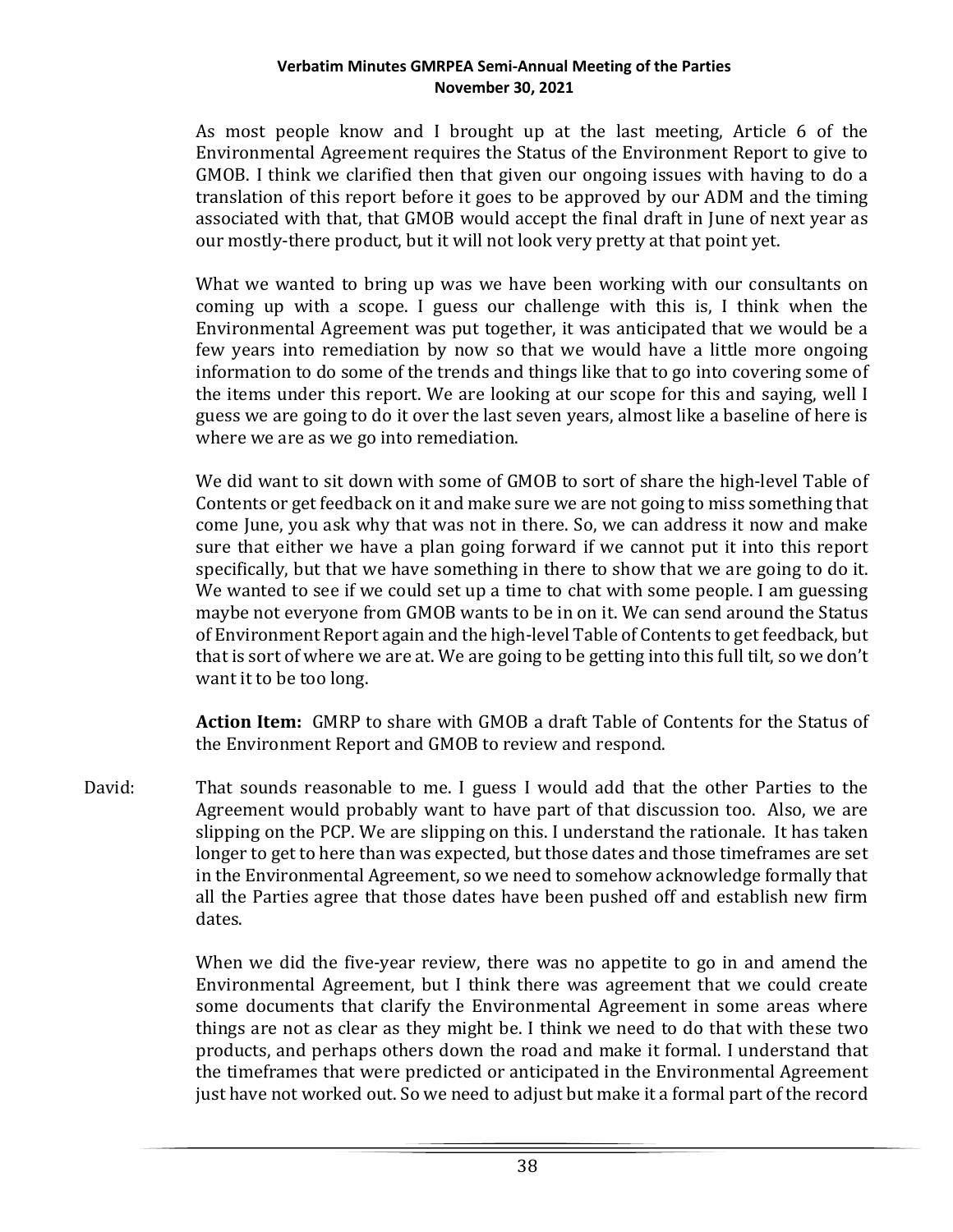As most people know and I brought up at the last meeting, Article 6 of the Environmental Agreement requires the Status of the Environment Report to give to GMOB. I think we clarified then that given our ongoing issues with having to do a translation of this report before it goes to be approved by our ADM and the timing associated with that, that GMOB would accept the final draft in June of next year as our mostly-there product, but it will not look very pretty at that point yet.

What we wanted to bring up was we have been working with our consultants on coming up with a scope. I guess our challenge with this is, I think when the Environmental Agreement was put together, it was anticipated that we would be a few years into remediation by now so that we would have a little more ongoing information to do some of the trends and things like that to go into covering some of the items under this report. We are looking at our scope for this and saying, well I guess we are going to do it over the last seven years, almost like a baseline of here is where we are as we go into remediation.

We did want to sit down with some of GMOB to sort of share the high-level Table of Contents or get feedback on it and make sure we are not going to miss something that come June, you ask why that was not in there. So, we can address it now and make sure that either we have a plan going forward if we cannot put it into this report specifically, but that we have something in there to show that we are going to do it. We wanted to see if we could set up a time to chat with some people. I am guessing maybe not everyone from GMOB wants to be in on it. We can send around the Status of Environment Report again and the high-level Table of Contents to get feedback, but that is sort of where we are at. We are going to be getting into this full tilt, so we don't want it to be too long.

**Action Item:** GMRP to share with GMOB a draft Table of Contents for the Status of the Environment Report and GMOB to review and respond.

David: That sounds reasonable to me. I guess I would add that the other Parties to the Agreement would probably want to have part of that discussion too. Also, we are slipping on the PCP. We are slipping on this. I understand the rationale. It has taken longer to get to here than was expected, but those dates and those timeframes are set in the Environmental Agreement, so we need to somehow acknowledge formally that all the Parties agree that those dates have been pushed off and establish new firm dates.

When we did the five-year review, there was no appetite to go in and amend the Environmental Agreement, but I think there was agreement that we could create some documents that clarify the Environmental Agreement in some areas where things are not as clear as they might be. I think we need to do that with these two products, and perhaps others down the road and make it formal. I understand that the timeframes that were predicted or anticipated in the Environmental Agreement just have not worked out. So we need to adjust but make it a formal part of the record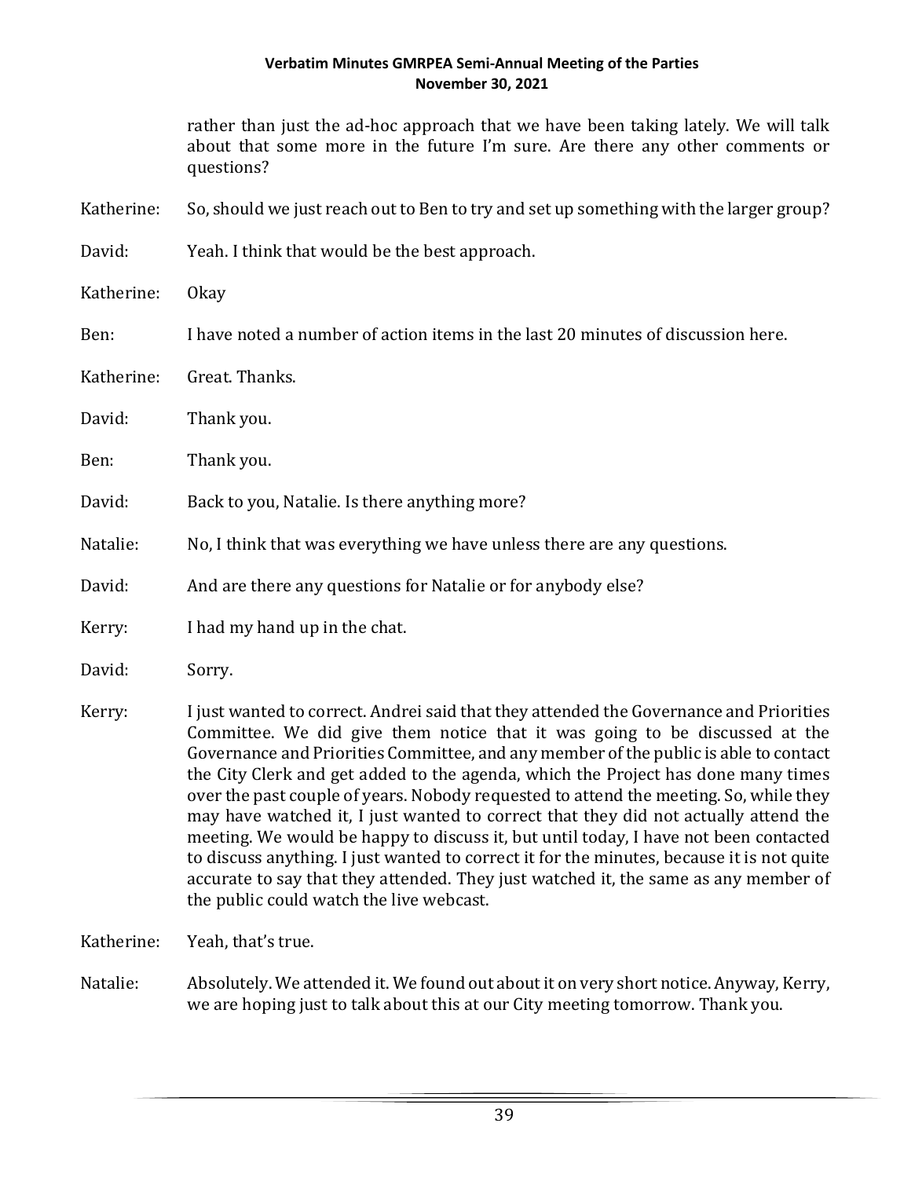rather than just the ad-hoc approach that we have been taking lately. We will talk about that some more in the future I'm sure. Are there any other comments or questions?

Katherine: So, should we just reach out to Ben to try and set up something with the larger group?

David: Yeah. I think that would be the best approach.

Katherine: Okay

Ben: I have noted a number of action items in the last 20 minutes of discussion here.

Katherine: Great. Thanks.

David: Thank you.

Ben: Thank you.

David: Back to you, Natalie. Is there anything more?

Natalie: No, I think that was everything we have unless there are any questions.

David: And are there any questions for Natalie or for anybody else?

Kerry: I had my hand up in the chat.

David: Sorry.

Kerry: I just wanted to correct. Andrei said that they attended the Governance and Priorities Committee. We did give them notice that it was going to be discussed at the Governance and Priorities Committee, and any member of the public is able to contact the City Clerk and get added to the agenda, which the Project has done many times over the past couple of years. Nobody requested to attend the meeting. So, while they may have watched it, I just wanted to correct that they did not actually attend the meeting. We would be happy to discuss it, but until today, I have not been contacted to discuss anything. I just wanted to correct it for the minutes, because it is not quite accurate to say that they attended. They just watched it, the same as any member of the public could watch the live webcast.

Katherine: Yeah, that's true.

Natalie: Absolutely. We attended it. We found out about it on very short notice. Anyway, Kerry, we are hoping just to talk about this at our City meeting tomorrow. Thank you.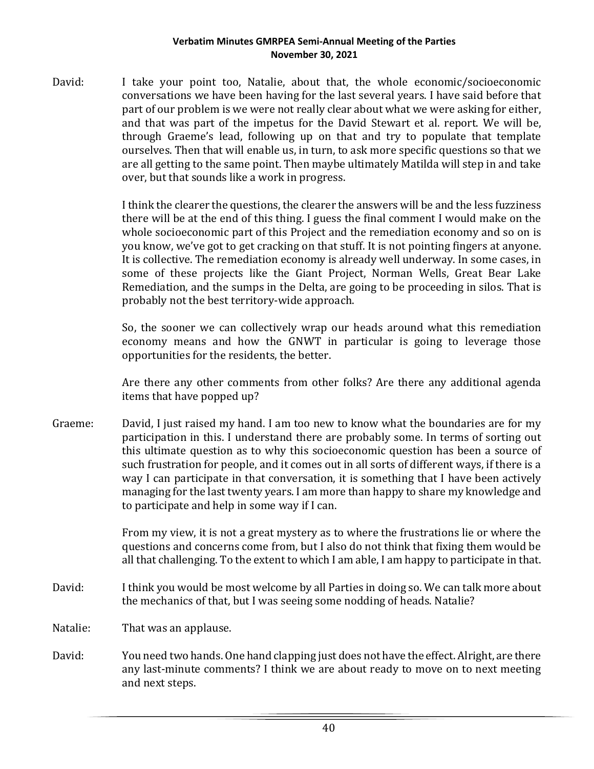David: I take your point too, Natalie, about that, the whole economic/socioeconomic conversations we have been having for the last several years. I have said before that part of our problem is we were not really clear about what we were asking for either, and that was part of the impetus for the David Stewart et al. report. We will be, through Graeme's lead, following up on that and try to populate that template ourselves. Then that will enable us, in turn, to ask more specific questions so that we are all getting to the same point. Then maybe ultimately Matilda will step in and take over, but that sounds like a work in progress.

I think the clearer the questions, the clearer the answers will be and the less fuzziness there will be at the end of this thing. I guess the final comment I would make on the whole socioeconomic part of this Project and the remediation economy and so on is you know, we've got to get cracking on that stuff. It is not pointing fingers at anyone. It is collective. The remediation economy is already well underway. In some cases, in some of these projects like the Giant Project, Norman Wells, Great Bear Lake Remediation, and the sumps in the Delta, are going to be proceeding in silos. That is probably not the best territory-wide approach.

So, the sooner we can collectively wrap our heads around what this remediation economy means and how the GNWT in particular is going to leverage those opportunities for the residents, the better.

Are there any other comments from other folks? Are there any additional agenda items that have popped up?

Graeme: David, I just raised my hand. I am too new to know what the boundaries are for my participation in this. I understand there are probably some. In terms of sorting out this ultimate question as to why this socioeconomic question has been a source of such frustration for people, and it comes out in all sorts of different ways, if there is a way I can participate in that conversation, it is something that I have been actively managing for the last twenty years. I am more than happy to share my knowledge and to participate and help in some way if I can.

From my view, it is not a great mystery as to where the frustrations lie or where the questions and concerns come from, but I also do not think that fixing them would be all that challenging. To the extent to which I am able, I am happy to participate in that.

David: I think you would be most welcome by all Parties in doing so. We can talk more about the mechanics of that, but I was seeing some nodding of heads. Natalie?

Natalie: That was an applause.

David: You need two hands. One hand clapping just does not have the effect. Alright, are there any last-minute comments? I think we are about ready to move on to next meeting and next steps.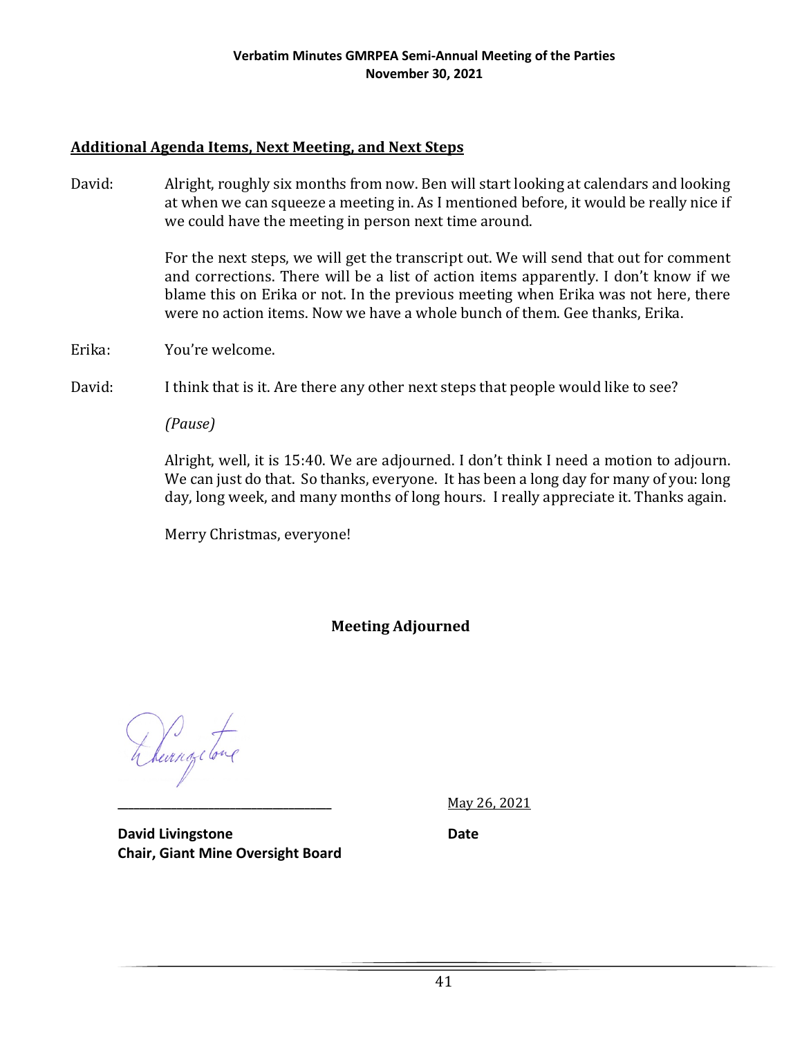## Additional Agenda Items, Next Meeting, and Next Steps

David: Alright, roughly six months from now. Ben will start looking at calendars and looking at when we can squeeze a meeting in. As I mentioned before, it would be really nice if we could have the meeting in person next time around.

For the next steps, we will get the transcript out. We will send that out for comment and corrections. There will be a list of action items apparently. I don't know if we blame this on Erika or not. In the previous meeting when Erika was not here, there were no action items. Now we have a whole bunch of them. Gee thanks, Erika.

Erika: You're welcome.

David: I think that is it. Are there any other next steps that people would like to see?

*(Pause)*

Alright, well, it is 15:40. We are adjourned. I don't think I need a motion to adjourn. We can just do that. So thanks, everyone. It has been a long day for many of you: long day, long week, and many months of long hours. I really appreciate it. Thanks again.

Merry Christmas, everyone!

**Meeting Adjourned**

D Livingstone
___________________________________ May 26, 2021

**David Livingstone** **Date**
**Chair, Giant Mine Oversight Board**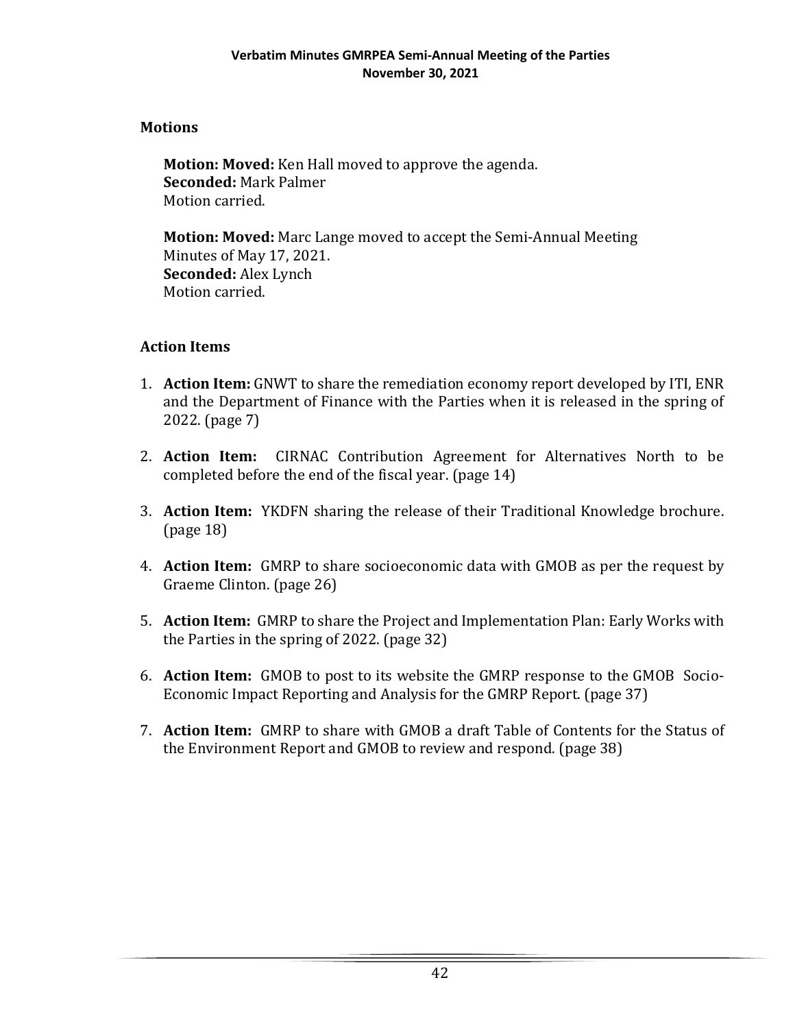## Motions

**Motion: Moved:** Ken Hall moved to approve the agenda.
**Seconded:** Mark Palmer
Motion carried.

**Motion: Moved:** Marc Lange moved to accept the Semi-Annual Meeting Minutes of May 17, 2021.
**Seconded:** Alex Lynch
Motion carried.

## Action Items

1. **Action Item:** GNWT to share the remediation economy report developed by ITI, ENR and the Department of Finance with the Parties when it is released in the spring of 2022. (page 7)
2. **Action Item:** CIRNAC Contribution Agreement for Alternatives North to be completed before the end of the fiscal year. (page 14)
3. **Action Item:** YKDFN sharing the release of their Traditional Knowledge brochure. (page 18)
4. **Action Item:** GMRP to share socioeconomic data with GMOB as per the request by Graeme Clinton. (page 26)
5. **Action Item:** GMRP to share the Project and Implementation Plan: Early Works with the Parties in the spring of 2022. (page 32)
6. **Action Item:** GMOB to post to its website the GMRP response to the GMOB Socio-Economic Impact Reporting and Analysis for the GMRP Report. (page 37)
7. **Action Item:** GMRP to share with GMOB a draft Table of Contents for the Status of the Environment Report and GMOB to review and respond. (page 38)